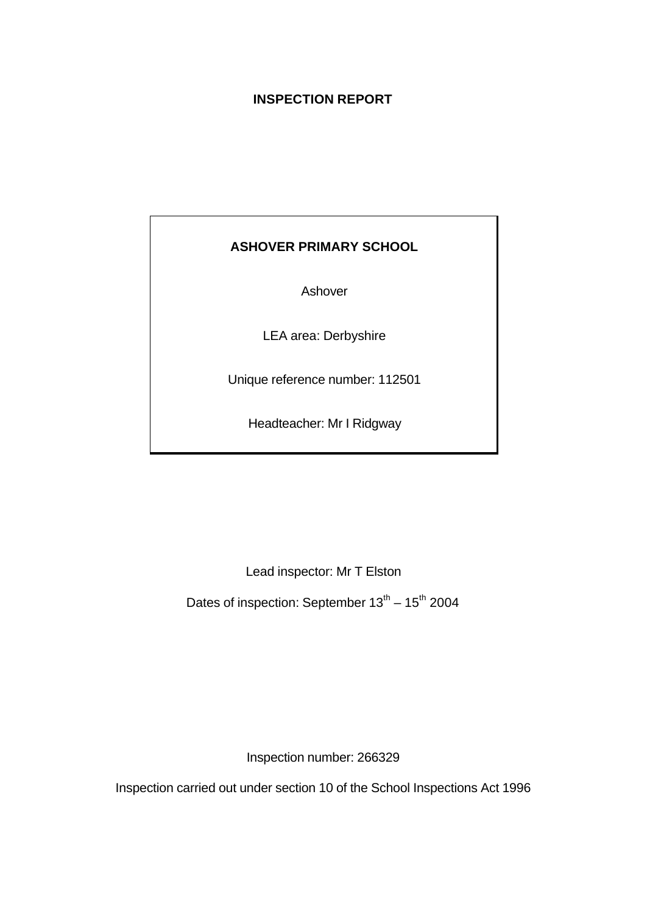# INSPECTION REPORT

**ASHOVER PRIMARY SCHOOL**

Ashover

LEA area: Derbyshire

Unique reference number: 112501

Headteacher: Mr I Ridgway

Lead inspector: Mr T Elston

Dates of inspection: September 13th – 15th 2004

Inspection number: 266329

Inspection carried out under section 10 of the School Inspections Act 1996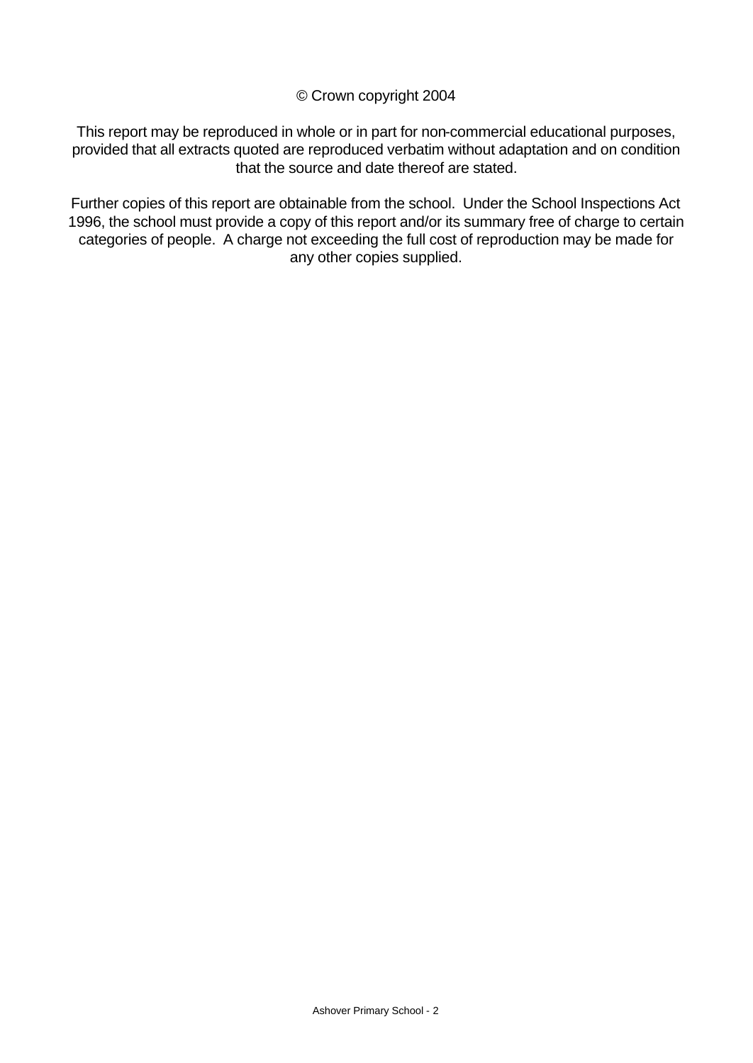© Crown copyright 2004

This report may be reproduced in whole or in part for non-commercial educational purposes, provided that all extracts quoted are reproduced verbatim without adaptation and on condition that the source and date thereof are stated.

Further copies of this report are obtainable from the school. Under the School Inspections Act 1996, the school must provide a copy of this report and/or its summary free of charge to certain categories of people. A charge not exceeding the full cost of reproduction may be made for any other copies supplied.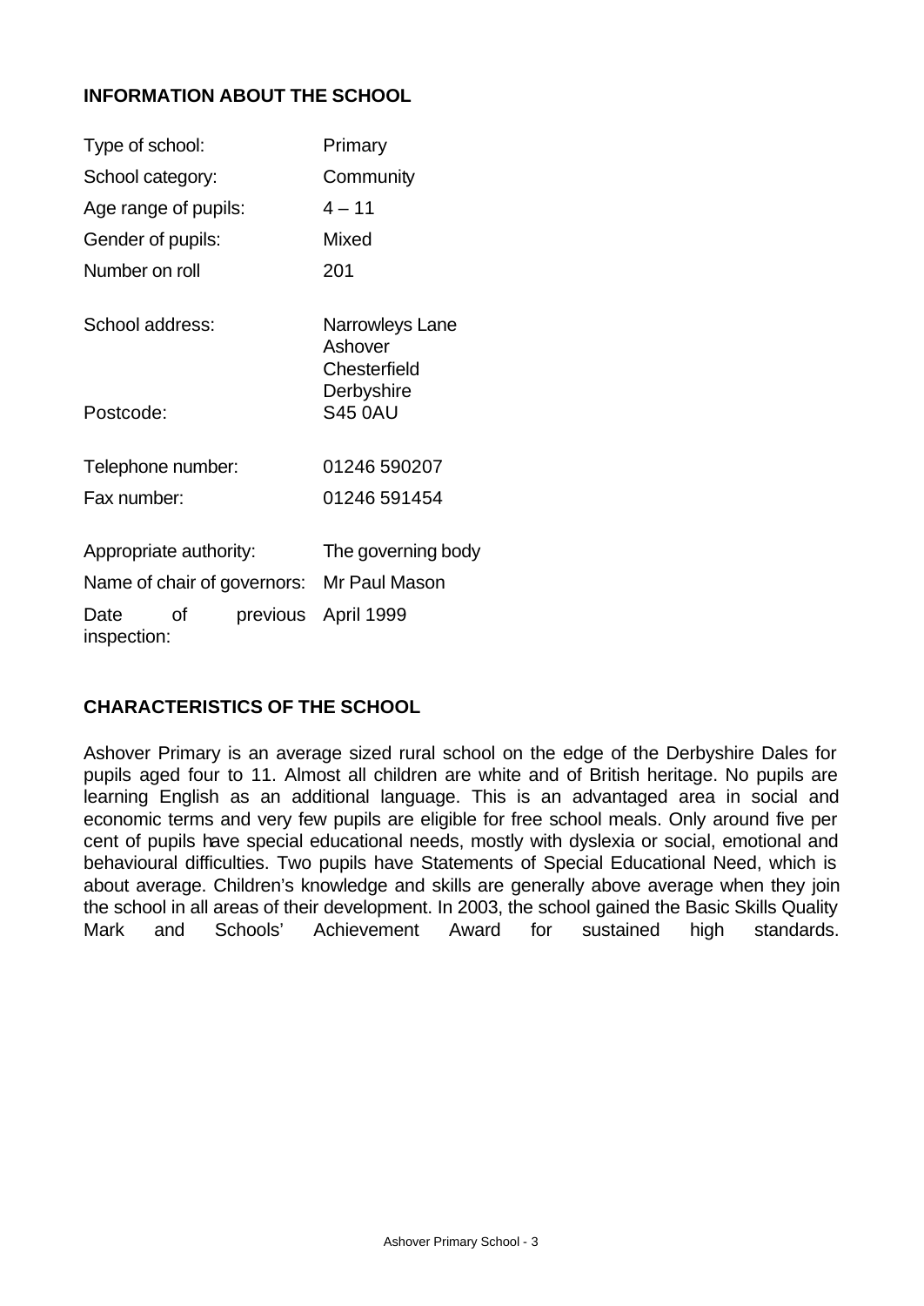## INFORMATION ABOUT THE SCHOOL

| | |
|---|---|
| Type of school: | Primary |
| School category: | Community |
| Age range of pupils: | 4 – 11 |
| Gender of pupils: | Mixed |
| Number on roll | 201 |
| School address: | Narrowleys Lane<br>Ashover<br>Chesterfield<br>Derbyshire |
| Postcode: | S45 0AU |
| Telephone number: | 01246 590207 |
| Fax number: | 01246 591454 |
| Appropriate authority: | The governing body |
| Name of chair of governors: | Mr Paul Mason |
| Date of previous inspection: | April 1999 |

## CHARACTERISTICS OF THE SCHOOL

Ashover Primary is an average sized rural school on the edge of the Derbyshire Dales for pupils aged four to 11. Almost all children are white and of British heritage. No pupils are learning English as an additional language. This is an advantaged area in social and economic terms and very few pupils are eligible for free school meals. Only around five per cent of pupils have special educational needs, mostly with dyslexia or social, emotional and behavioural difficulties. Two pupils have Statements of Special Educational Need, which is about average. Children's knowledge and skills are generally above average when they join the school in all areas of their development. In 2003, the school gained the Basic Skills Quality Mark and Schools' Achievement Award for sustained high standards.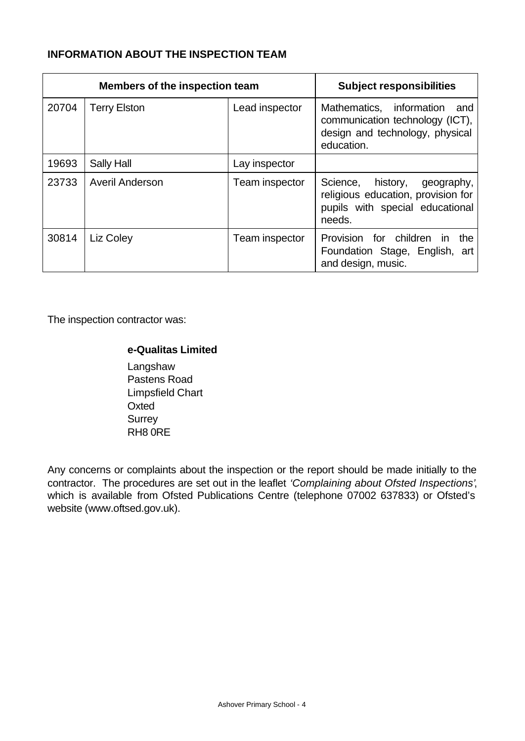**INFORMATION ABOUT THE INSPECTION TEAM**

| Members of the inspection team | | | Subject responsibilities |
| --- | --- | --- | --- |
| 20704 | Terry Elston | Lead inspector | Mathematics, information and communication technology (ICT), design and technology, physical education. |
| 19693 | Sally Hall | Lay inspector | |
| 23733 | Averil Anderson | Team inspector | Science, history, geography, religious education, provision for pupils with special educational needs. |
| 30814 | Liz Coley | Team inspector | Provision for children in the Foundation Stage, English, art and design, music. |

The inspection contractor was:

**e-Qualitas Limited**

Langshaw
Pastens Road
Limpsfield Chart
Oxted
Surrey
RH8 0RE

Any concerns or complaints about the inspection or the report should be made initially to the contractor. The procedures are set out in the leaflet *'Complaining about Ofsted Inspections'*, which is available from Ofsted Publications Centre (telephone 07002 637833) or Ofsted's website (www.oftsed.gov.uk).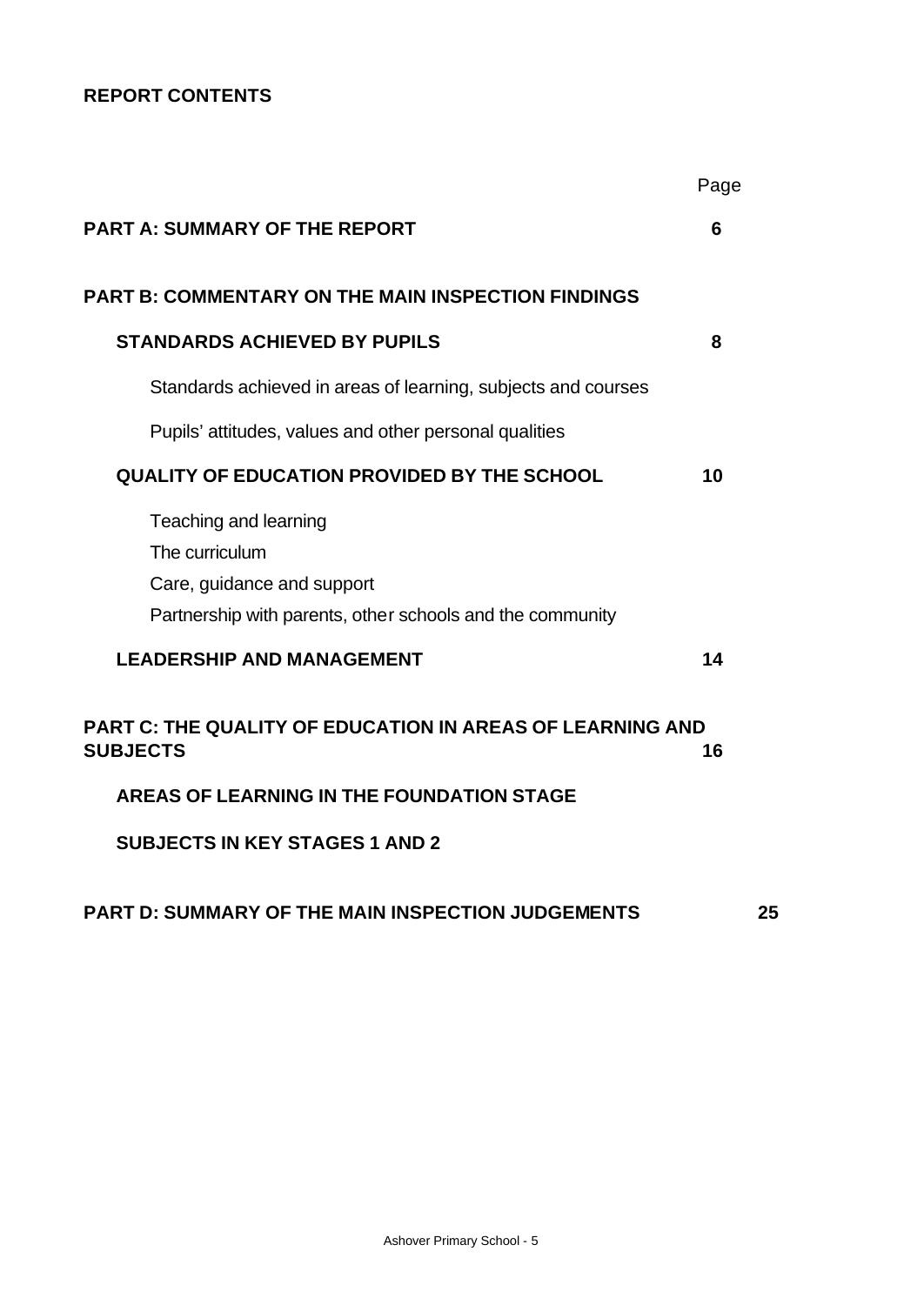**REPORT CONTENTS**

| | Page |
|---|---|
| **PART A: SUMMARY OF THE REPORT** | **6** |
| **PART B: COMMENTARY ON THE MAIN INSPECTION FINDINGS** | |
| **STANDARDS ACHIEVED BY PUPILS** | **8** |
| Standards achieved in areas of learning, subjects and courses | |
| Pupils' attitudes, values and other personal qualities | |
| **QUALITY OF EDUCATION PROVIDED BY THE SCHOOL** | **10** |
| Teaching and learning | |
| The curriculum | |
| Care, guidance and support | |
| Partnership with parents, other schools and the community | |
| **LEADERSHIP AND MANAGEMENT** | **14** |
| **PART C: THE QUALITY OF EDUCATION IN AREAS OF LEARNING AND SUBJECTS** | **16** |
| **AREAS OF LEARNING IN THE FOUNDATION STAGE** | |
| **SUBJECTS IN KEY STAGES 1 AND 2** | |
| **PART D: SUMMARY OF THE MAIN INSPECTION JUDGEMENTS** | **25** |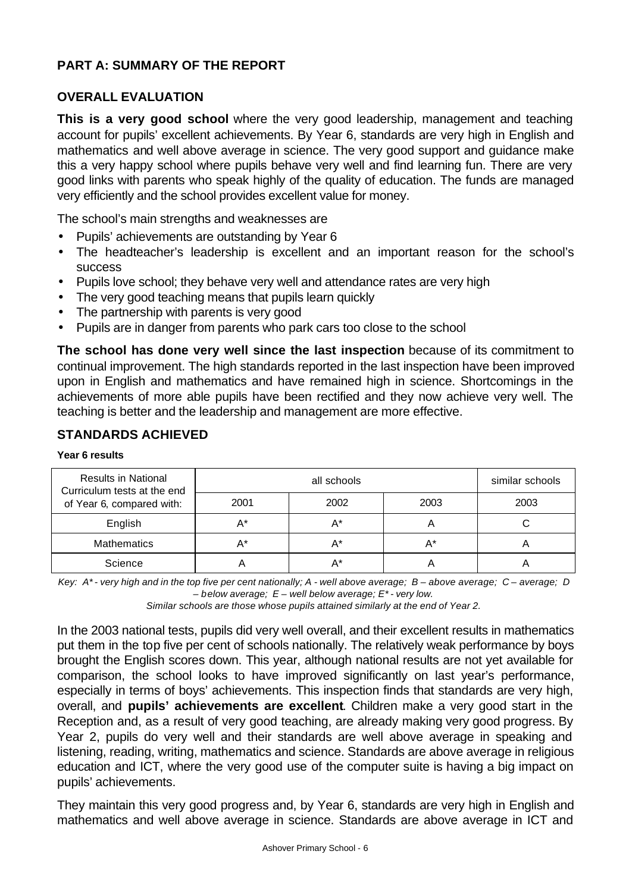## PART A: SUMMARY OF THE REPORT

### OVERALL EVALUATION

**This is a very good school** where the very good leadership, management and teaching account for pupils' excellent achievements. By Year 6, standards are very high in English and mathematics and well above average in science. The very good support and guidance make this a very happy school where pupils behave very well and find learning fun. There are very good links with parents who speak highly of the quality of education. The funds are managed very efficiently and the school provides excellent value for money.

The school's main strengths and weaknesses are

- Pupils' achievements are outstanding by Year 6
- The headteacher's leadership is excellent and an important reason for the school's success
- Pupils love school; they behave very well and attendance rates are very high
- The very good teaching means that pupils learn quickly
- The partnership with parents is very good
- Pupils are in danger from parents who park cars too close to the school

**The school has done very well since the last inspection** because of its commitment to continual improvement. The high standards reported in the last inspection have been improved upon in English and mathematics and have remained high in science. Shortcomings in the achievements of more able pupils have been rectified and they now achieve very well. The teaching is better and the leadership and management are more effective.

### STANDARDS ACHIEVED

**Year 6 results**

| Results in National Curriculum tests at the end of Year 6, compared with: | all schools | | | similar schools |
|---|---|---|---|---|
| | 2001 | 2002 | 2003 | 2003 |
| English | A* | A* | A | C |
| Mathematics | A* | A* | A* | A |
| Science | A | A* | A | A |

*Key: A* - very high and in the top five per cent nationally; A - well above average; B – above average; C – average; D – below average; E – well below average; E* - very low.*
*Similar schools are those whose pupils attained similarly at the end of Year 2.*

In the 2003 national tests, pupils did very well overall, and their excellent results in mathematics put them in the top five per cent of schools nationally. The relatively weak performance by boys brought the English scores down. This year, although national results are not yet available for comparison, the school looks to have improved significantly on last year's performance, especially in terms of boys' achievements. This inspection finds that standards are very high, overall, and **pupils' achievements are excellent**. Children make a very good start in the Reception and, as a result of very good teaching, are already making very good progress. By Year 2, pupils do very well and their standards are well above average in speaking and listening, reading, writing, mathematics and science. Standards are above average in religious education and ICT, where the very good use of the computer suite is having a big impact on pupils' achievements.

They maintain this very good progress and, by Year 6, standards are very high in English and mathematics and well above average in science. Standards are above average in ICT and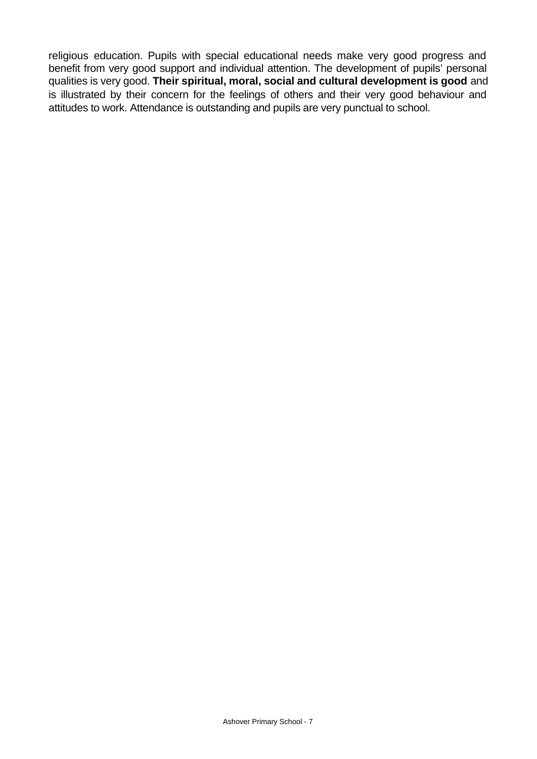religious education. Pupils with special educational needs make very good progress and benefit from very good support and individual attention. The development of pupils' personal qualities is very good. **Their spiritual, moral, social and cultural development is good** and is illustrated by their concern for the feelings of others and their very good behaviour and attitudes to work. Attendance is outstanding and pupils are very punctual to school.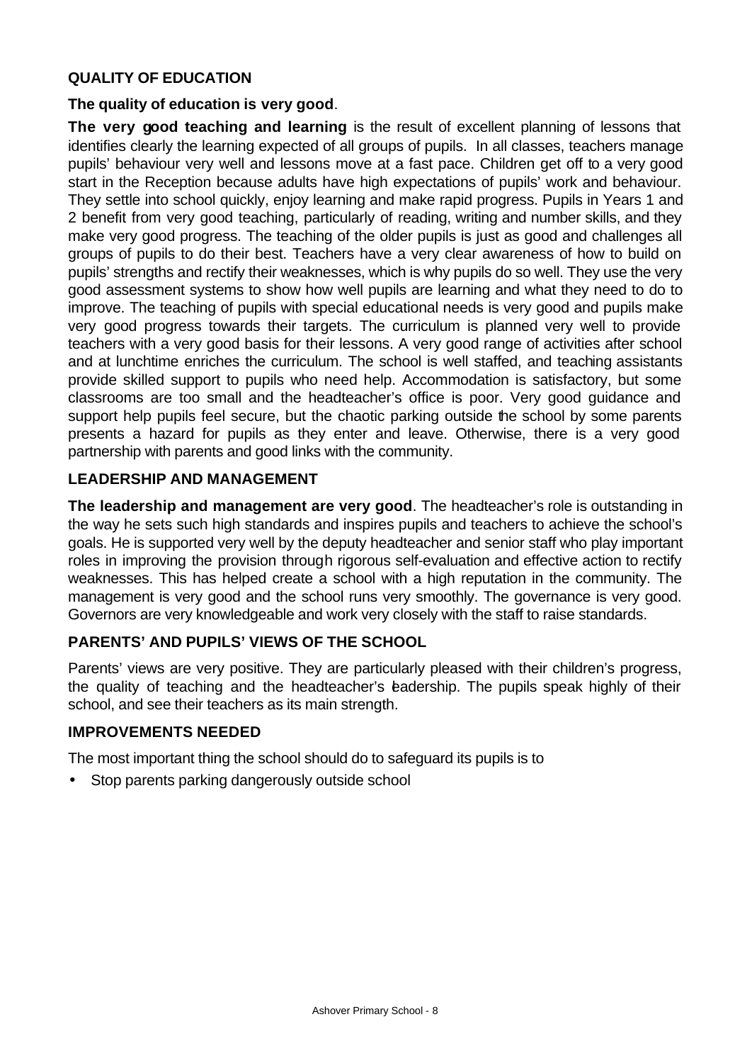## QUALITY OF EDUCATION

**The quality of education is very good**.

**The very good teaching and learning** is the result of excellent planning of lessons that identifies clearly the learning expected of all groups of pupils. In all classes, teachers manage pupils' behaviour very well and lessons move at a fast pace. Children get off to a very good start in the Reception because adults have high expectations of pupils' work and behaviour. They settle into school quickly, enjoy learning and make rapid progress. Pupils in Years 1 and 2 benefit from very good teaching, particularly of reading, writing and number skills, and they make very good progress. The teaching of the older pupils is just as good and challenges all groups of pupils to do their best. Teachers have a very clear awareness of how to build on pupils' strengths and rectify their weaknesses, which is why pupils do so well. They use the very good assessment systems to show how well pupils are learning and what they need to do to improve. The teaching of pupils with special educational needs is very good and pupils make very good progress towards their targets. The curriculum is planned very well to provide teachers with a very good basis for their lessons. A very good range of activities after school and at lunchtime enriches the curriculum. The school is well staffed, and teaching assistants provide skilled support to pupils who need help. Accommodation is satisfactory, but some classrooms are too small and the headteacher's office is poor. Very good guidance and support help pupils feel secure, but the chaotic parking outside the school by some parents presents a hazard for pupils as they enter and leave. Otherwise, there is a very good partnership with parents and good links with the community.

## LEADERSHIP AND MANAGEMENT

**The leadership and management are very good**. The headteacher's role is outstanding in the way he sets such high standards and inspires pupils and teachers to achieve the school's goals. He is supported very well by the deputy headteacher and senior staff who play important roles in improving the provision through rigorous self-evaluation and effective action to rectify weaknesses. This has helped create a school with a high reputation in the community. The management is very good and the school runs very smoothly. The governance is very good. Governors are very knowledgeable and work very closely with the staff to raise standards.

## PARENTS' AND PUPILS' VIEWS OF THE SCHOOL

Parents' views are very positive. They are particularly pleased with their children's progress, the quality of teaching and the headteacher's leadership. The pupils speak highly of their school, and see their teachers as its main strength.

## IMPROVEMENTS NEEDED

The most important thing the school should do to safeguard its pupils is to

- Stop parents parking dangerously outside school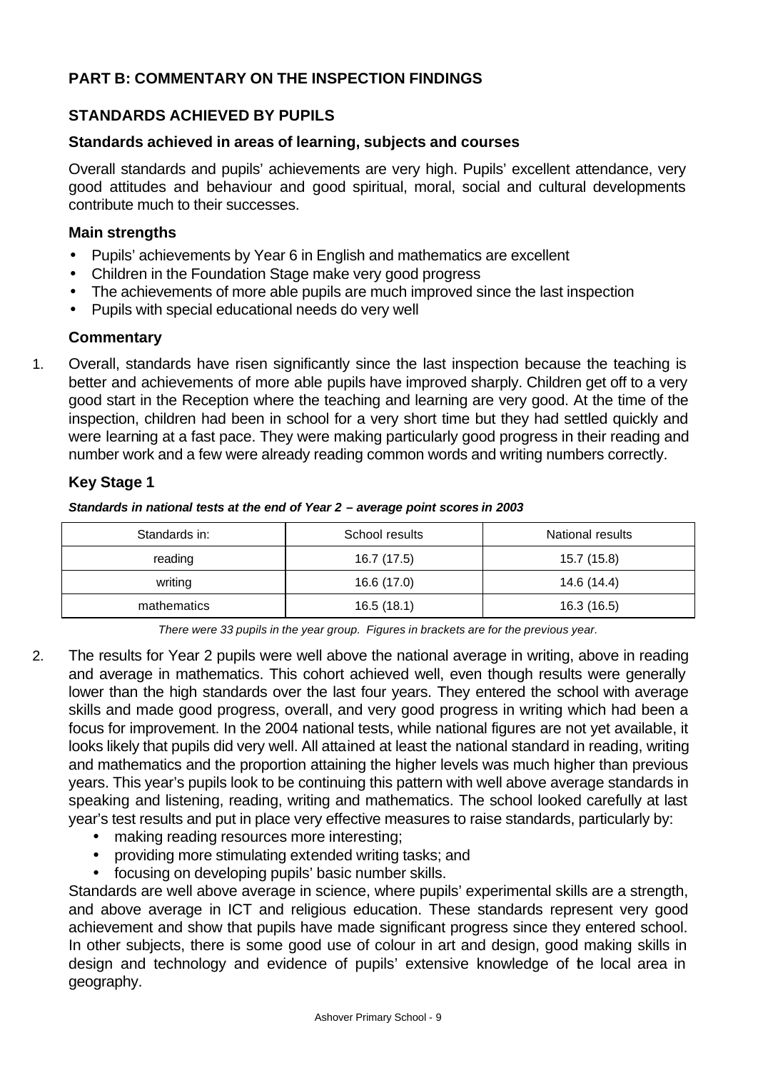## PART B: COMMENTARY ON THE INSPECTION FINDINGS

## STANDARDS ACHIEVED BY PUPILS

### Standards achieved in areas of learning, subjects and courses

Overall standards and pupils' achievements are very high. Pupils' excellent attendance, very good attitudes and behaviour and good spiritual, moral, social and cultural developments contribute much to their successes.

### Main strengths

- Pupils' achievements by Year 6 in English and mathematics are excellent
- Children in the Foundation Stage make very good progress
- The achievements of more able pupils are much improved since the last inspection
- Pupils with special educational needs do very well

### Commentary

1. Overall, standards have risen significantly since the last inspection because the teaching is better and achievements of more able pupils have improved sharply. Children get off to a very good start in the Reception where the teaching and learning are very good. At the time of the inspection, children had been in school for a very short time but they had settled quickly and were learning at a fast pace. They were making particularly good progress in their reading and number work and a few were already reading common words and writing numbers correctly.

### Key Stage 1

***Standards in national tests at the end of Year 2 – average point scores in 2003***

| Standards in: | School results | National results |
|---|---|---|
| reading | 16.7 (17.5) | 15.7 (15.8) |
| writing | 16.6 (17.0) | 14.6 (14.4) |
| mathematics | 16.5 (18.1) | 16.3 (16.5) |

*There were 33 pupils in the year group. Figures in brackets are for the previous year.*

2. The results for Year 2 pupils were well above the national average in writing, above in reading and average in mathematics. This cohort achieved well, even though results were generally lower than the high standards over the last four years. They entered the school with average skills and made good progress, overall, and very good progress in writing which had been a focus for improvement. In the 2004 national tests, while national figures are not yet available, it looks likely that pupils did very well. All attained at least the national standard in reading, writing and mathematics and the proportion attaining the higher levels was much higher than previous years. This year's pupils look to be continuing this pattern with well above average standards in speaking and listening, reading, writing and mathematics. The school looked carefully at last year's test results and put in place very effective measures to raise standards, particularly by:
   - making reading resources more interesting;
   - providing more stimulating extended writing tasks; and
   - focusing on developing pupils' basic number skills.

   Standards are well above average in science, where pupils' experimental skills are a strength, and above average in ICT and religious education. These standards represent very good achievement and show that pupils have made significant progress since they entered school. In other subjects, there is some good use of colour in art and design, good making skills in design and technology and evidence of pupils' extensive knowledge of the local area in geography.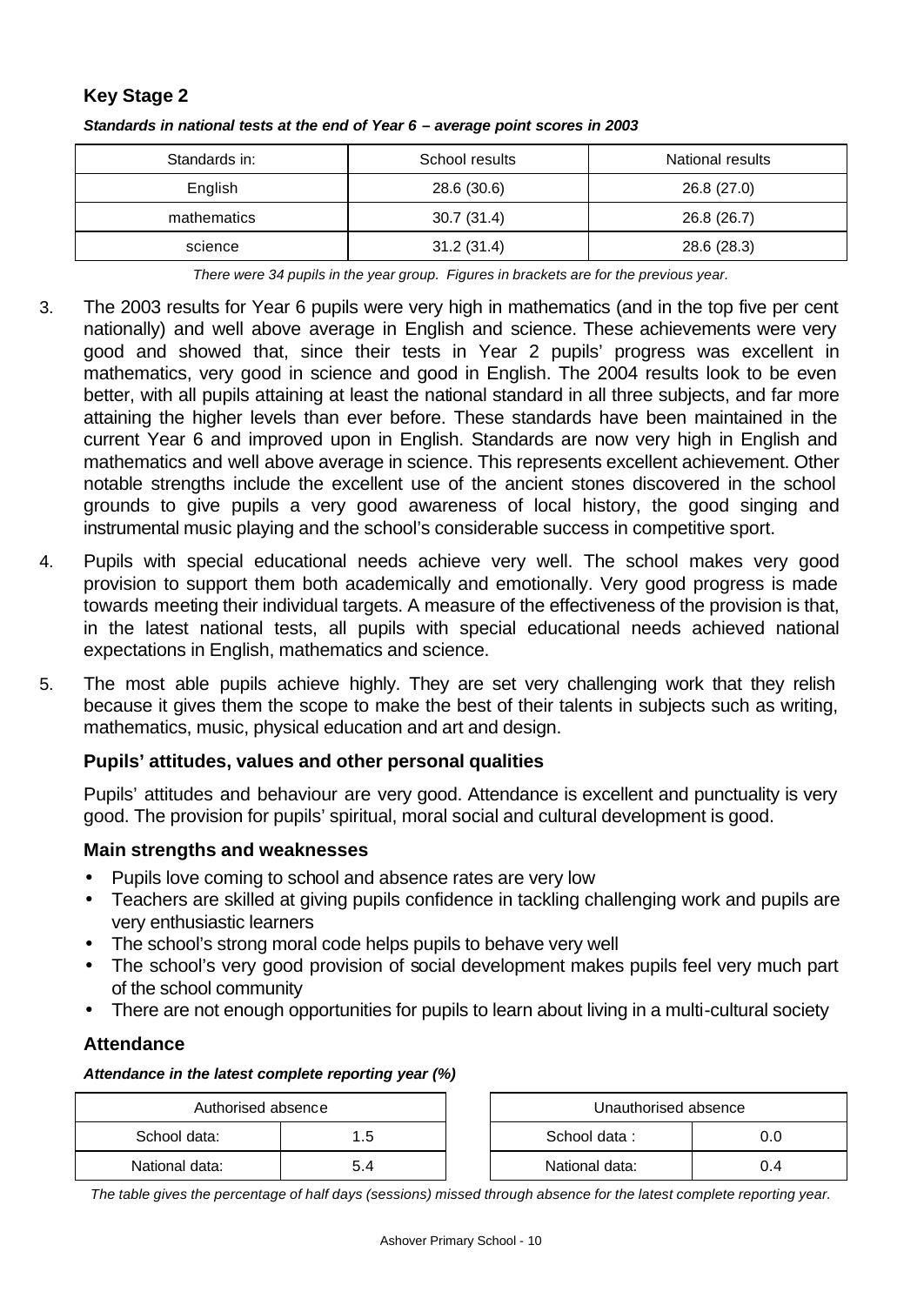### Key Stage 2

***Standards in national tests at the end of Year 6 – average point scores in 2003***

| Standards in: | School results | National results |
|---|---|---|
| English | 28.6 (30.6) | 26.8 (27.0) |
| mathematics | 30.7 (31.4) | 26.8 (26.7) |
| science | 31.2 (31.4) | 28.6 (28.3) |

*There were 34 pupils in the year group. Figures in brackets are for the previous year.*

3. The 2003 results for Year 6 pupils were very high in mathematics (and in the top five per cent nationally) and well above average in English and science. These achievements were very good and showed that, since their tests in Year 2 pupils' progress was excellent in mathematics, very good in science and good in English. The 2004 results look to be even better, with all pupils attaining at least the national standard in all three subjects, and far more attaining the higher levels than ever before. These standards have been maintained in the current Year 6 and improved upon in English. Standards are now very high in English and mathematics and well above average in science. This represents excellent achievement. Other notable strengths include the excellent use of the ancient stones discovered in the school grounds to give pupils a very good awareness of local history, the good singing and instrumental music playing and the school's considerable success in competitive sport.

4. Pupils with special educational needs achieve very well. The school makes very good provision to support them both academically and emotionally. Very good progress is made towards meeting their individual targets. A measure of the effectiveness of the provision is that, in the latest national tests, all pupils with special educational needs achieved national expectations in English, mathematics and science.

5. The most able pupils achieve highly. They are set very challenging work that they relish because it gives them the scope to make the best of their talents in subjects such as writing, mathematics, music, physical education and art and design.

### Pupils' attitudes, values and other personal qualities

Pupils' attitudes and behaviour are very good. Attendance is excellent and punctuality is very good. The provision for pupils' spiritual, moral social and cultural development is good.

### Main strengths and weaknesses

- Pupils love coming to school and absence rates are very low
- Teachers are skilled at giving pupils confidence in tackling challenging work and pupils are very enthusiastic learners
- The school's strong moral code helps pupils to behave very well
- The school's very good provision of social development makes pupils feel very much part of the school community
- There are not enough opportunities for pupils to learn about living in a multi-cultural society

### Attendance

***Attendance in the latest complete reporting year (%)***

| Authorised absence | |
|---|---|
| School data: | 1.5 |
| National data: | 5.4 |

| Unauthorised absence | |
|---|---|
| School data : | 0.0 |
| National data: | 0.4 |

*The table gives the percentage of half days (sessions) missed through absence for the latest complete reporting year.*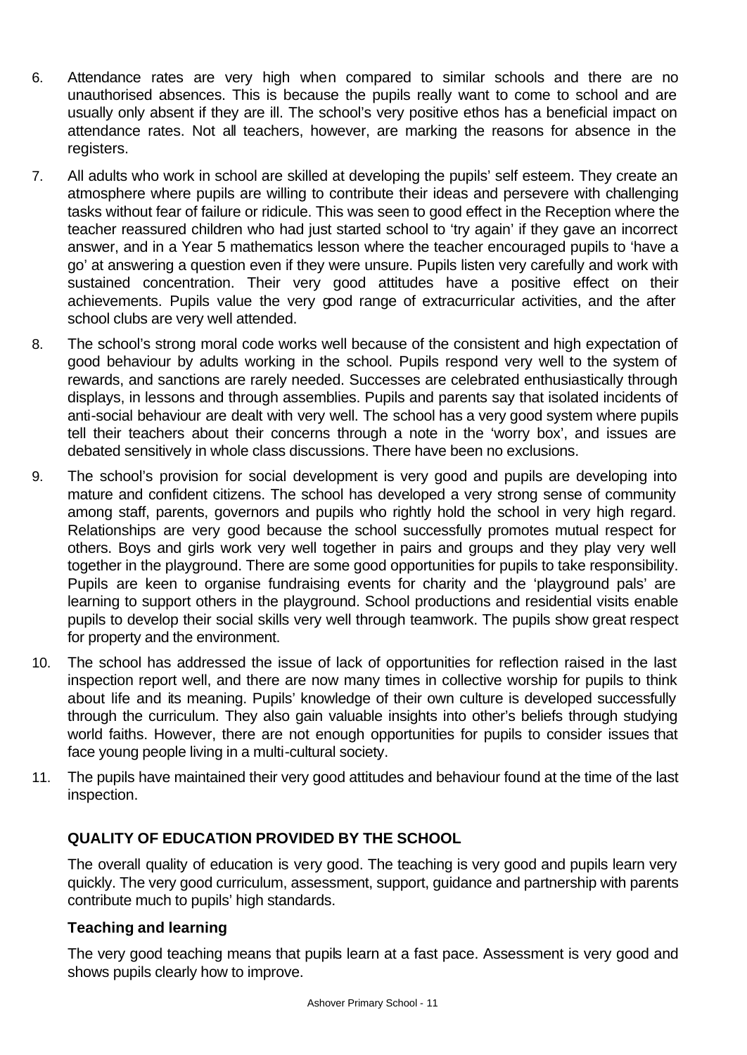6. Attendance rates are very high when compared to similar schools and there are no unauthorised absences. This is because the pupils really want to come to school and are usually only absent if they are ill. The school's very positive ethos has a beneficial impact on attendance rates. Not all teachers, however, are marking the reasons for absence in the registers.

7. All adults who work in school are skilled at developing the pupils' self esteem. They create an atmosphere where pupils are willing to contribute their ideas and persevere with challenging tasks without fear of failure or ridicule. This was seen to good effect in the Reception where the teacher reassured children who had just started school to 'try again' if they gave an incorrect answer, and in a Year 5 mathematics lesson where the teacher encouraged pupils to 'have a go' at answering a question even if they were unsure. Pupils listen very carefully and work with sustained concentration. Their very good attitudes have a positive effect on their achievements. Pupils value the very good range of extracurricular activities, and the after school clubs are very well attended.

8. The school's strong moral code works well because of the consistent and high expectation of good behaviour by adults working in the school. Pupils respond very well to the system of rewards, and sanctions are rarely needed. Successes are celebrated enthusiastically through displays, in lessons and through assemblies. Pupils and parents say that isolated incidents of anti-social behaviour are dealt with very well. The school has a very good system where pupils tell their teachers about their concerns through a note in the 'worry box', and issues are debated sensitively in whole class discussions. There have been no exclusions.

9. The school's provision for social development is very good and pupils are developing into mature and confident citizens. The school has developed a very strong sense of community among staff, parents, governors and pupils who rightly hold the school in very high regard. Relationships are very good because the school successfully promotes mutual respect for others. Boys and girls work very well together in pairs and groups and they play very well together in the playground. There are some good opportunities for pupils to take responsibility. Pupils are keen to organise fundraising events for charity and the 'playground pals' are learning to support others in the playground. School productions and residential visits enable pupils to develop their social skills very well through teamwork. The pupils show great respect for property and the environment.

10. The school has addressed the issue of lack of opportunities for reflection raised in the last inspection report well, and there are now many times in collective worship for pupils to think about life and its meaning. Pupils' knowledge of their own culture is developed successfully through the curriculum. They also gain valuable insights into other's beliefs through studying world faiths. However, there are not enough opportunities for pupils to consider issues that face young people living in a multi-cultural society.

11. The pupils have maintained their very good attitudes and behaviour found at the time of the last inspection.

## QUALITY OF EDUCATION PROVIDED BY THE SCHOOL

The overall quality of education is very good. The teaching is very good and pupils learn very quickly. The very good curriculum, assessment, support, guidance and partnership with parents contribute much to pupils' high standards.

### Teaching and learning

The very good teaching means that pupils learn at a fast pace. Assessment is very good and shows pupils clearly how to improve.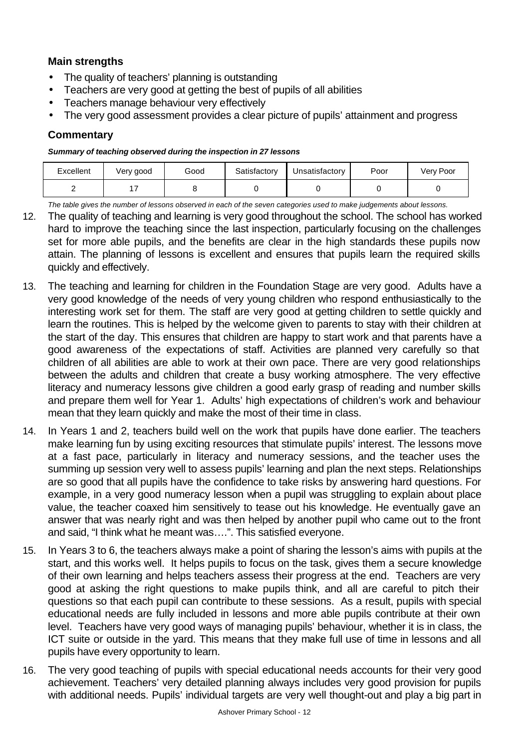### Main strengths

- The quality of teachers' planning is outstanding
- Teachers are very good at getting the best of pupils of all abilities
- Teachers manage behaviour very effectively
- The very good assessment provides a clear picture of pupils' attainment and progress

### Commentary

***Summary of teaching observed during the inspection in 27 lessons***

| Excellent | Very good | Good | Satisfactory | Unsatisfactory | Poor | Very Poor |
|---|---|---|---|---|---|---|
| 2 | 17 | 8 | 0 | 0 | 0 | 0 |

*The table gives the number of lessons observed in each of the seven categories used to make judgements about lessons.*

12. The quality of teaching and learning is very good throughout the school. The school has worked hard to improve the teaching since the last inspection, particularly focusing on the challenges set for more able pupils, and the benefits are clear in the high standards these pupils now attain. The planning of lessons is excellent and ensures that pupils learn the required skills quickly and effectively.

13. The teaching and learning for children in the Foundation Stage are very good. Adults have a very good knowledge of the needs of very young children who respond enthusiastically to the interesting work set for them. The staff are very good at getting children to settle quickly and learn the routines. This is helped by the welcome given to parents to stay with their children at the start of the day. This ensures that children are happy to start work and that parents have a good awareness of the expectations of staff. Activities are planned very carefully so that children of all abilities are able to work at their own pace. There are very good relationships between the adults and children that create a busy working atmosphere. The very effective literacy and numeracy lessons give children a good early grasp of reading and number skills and prepare them well for Year 1. Adults' high expectations of children's work and behaviour mean that they learn quickly and make the most of their time in class.

14. In Years 1 and 2, teachers build well on the work that pupils have done earlier. The teachers make learning fun by using exciting resources that stimulate pupils' interest. The lessons move at a fast pace, particularly in literacy and numeracy sessions, and the teacher uses the summing up session very well to assess pupils' learning and plan the next steps. Relationships are so good that all pupils have the confidence to take risks by answering hard questions. For example, in a very good numeracy lesson when a pupil was struggling to explain about place value, the teacher coaxed him sensitively to tease out his knowledge. He eventually gave an answer that was nearly right and was then helped by another pupil who came out to the front and said, "I think what he meant was….". This satisfied everyone.

15. In Years 3 to 6, the teachers always make a point of sharing the lesson's aims with pupils at the start, and this works well. It helps pupils to focus on the task, gives them a secure knowledge of their own learning and helps teachers assess their progress at the end. Teachers are very good at asking the right questions to make pupils think, and all are careful to pitch their questions so that each pupil can contribute to these sessions. As a result, pupils with special educational needs are fully included in lessons and more able pupils contribute at their own level. Teachers have very good ways of managing pupils' behaviour, whether it is in class, the ICT suite or outside in the yard. This means that they make full use of time in lessons and all pupils have every opportunity to learn.

16. The very good teaching of pupils with special educational needs accounts for their very good achievement. Teachers' very detailed planning always includes very good provision for pupils with additional needs. Pupils' individual targets are very well thought-out and play a big part in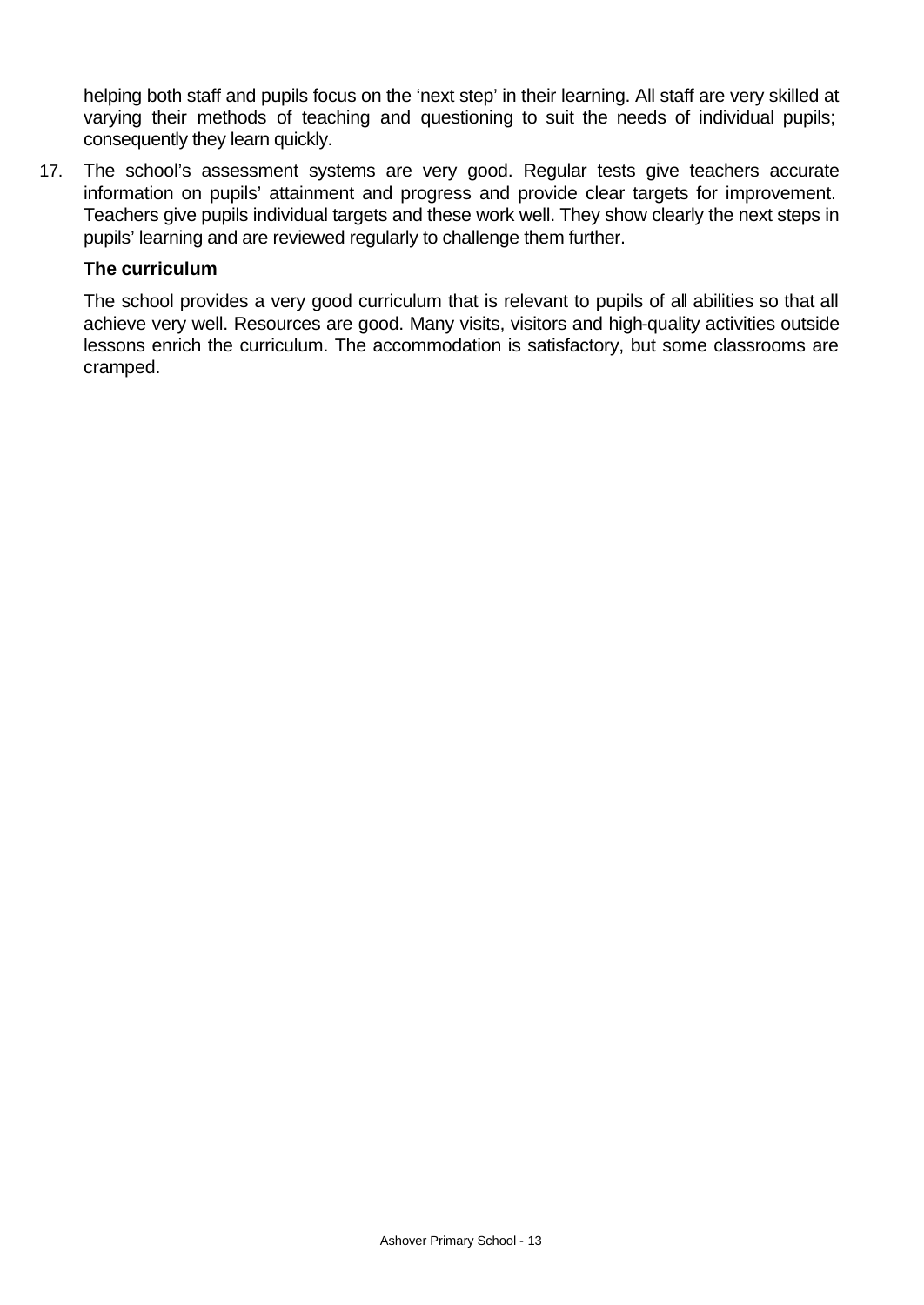helping both staff and pupils focus on the 'next step' in their learning. All staff are very skilled at varying their methods of teaching and questioning to suit the needs of individual pupils; consequently they learn quickly.

17. The school's assessment systems are very good. Regular tests give teachers accurate information on pupils' attainment and progress and provide clear targets for improvement. Teachers give pupils individual targets and these work well. They show clearly the next steps in pupils' learning and are reviewed regularly to challenge them further.

### The curriculum

The school provides a very good curriculum that is relevant to pupils of all abilities so that all achieve very well. Resources are good. Many visits, visitors and high-quality activities outside lessons enrich the curriculum. The accommodation is satisfactory, but some classrooms are cramped.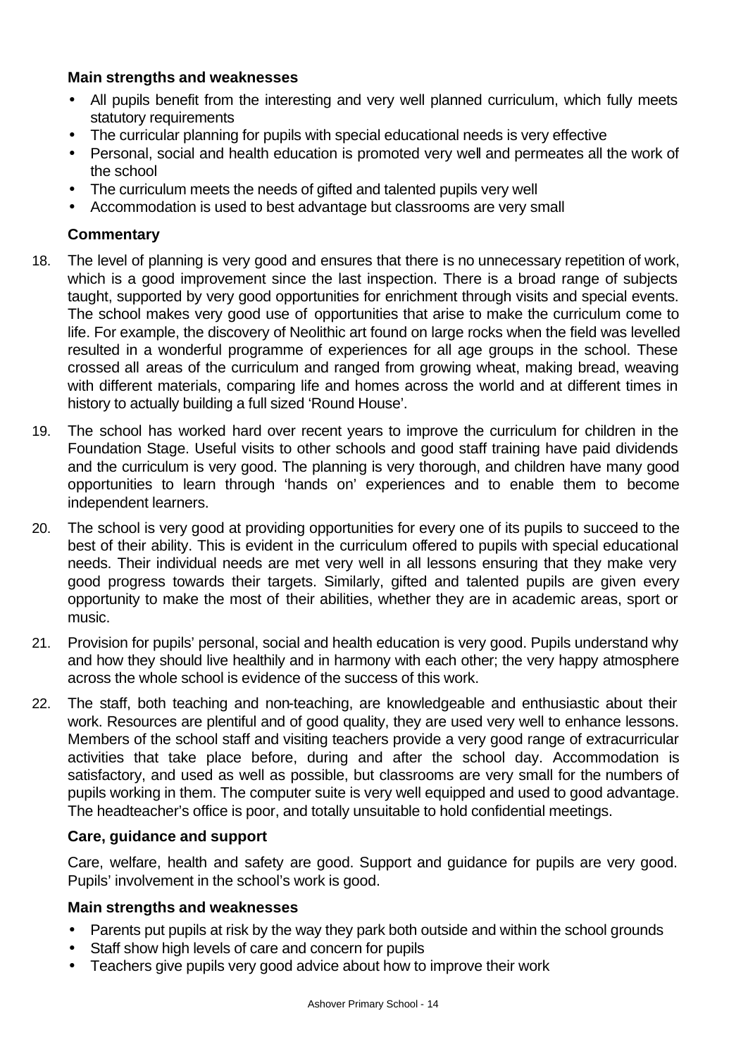### Main strengths and weaknesses

- All pupils benefit from the interesting and very well planned curriculum, which fully meets statutory requirements
- The curricular planning for pupils with special educational needs is very effective
- Personal, social and health education is promoted very well and permeates all the work of the school
- The curriculum meets the needs of gifted and talented pupils very well
- Accommodation is used to best advantage but classrooms are very small

### Commentary

18. The level of planning is very good and ensures that there is no unnecessary repetition of work, which is a good improvement since the last inspection. There is a broad range of subjects taught, supported by very good opportunities for enrichment through visits and special events. The school makes very good use of opportunities that arise to make the curriculum come to life. For example, the discovery of Neolithic art found on large rocks when the field was levelled resulted in a wonderful programme of experiences for all age groups in the school. These crossed all areas of the curriculum and ranged from growing wheat, making bread, weaving with different materials, comparing life and homes across the world and at different times in history to actually building a full sized 'Round House'.

19. The school has worked hard over recent years to improve the curriculum for children in the Foundation Stage. Useful visits to other schools and good staff training have paid dividends and the curriculum is very good. The planning is very thorough, and children have many good opportunities to learn through 'hands on' experiences and to enable them to become independent learners.

20. The school is very good at providing opportunities for every one of its pupils to succeed to the best of their ability. This is evident in the curriculum offered to pupils with special educational needs. Their individual needs are met very well in all lessons ensuring that they make very good progress towards their targets. Similarly, gifted and talented pupils are given every opportunity to make the most of their abilities, whether they are in academic areas, sport or music.

21. Provision for pupils' personal, social and health education is very good. Pupils understand why and how they should live healthily and in harmony with each other; the very happy atmosphere across the whole school is evidence of the success of this work.

22. The staff, both teaching and non-teaching, are knowledgeable and enthusiastic about their work. Resources are plentiful and of good quality, they are used very well to enhance lessons. Members of the school staff and visiting teachers provide a very good range of extracurricular activities that take place before, during and after the school day. Accommodation is satisfactory, and used as well as possible, but classrooms are very small for the numbers of pupils working in them. The computer suite is very well equipped and used to good advantage. The headteacher's office is poor, and totally unsuitable to hold confidential meetings.

### Care, guidance and support

Care, welfare, health and safety are good. Support and guidance for pupils are very good. Pupils' involvement in the school's work is good.

### Main strengths and weaknesses

- Parents put pupils at risk by the way they park both outside and within the school grounds
- Staff show high levels of care and concern for pupils
- Teachers give pupils very good advice about how to improve their work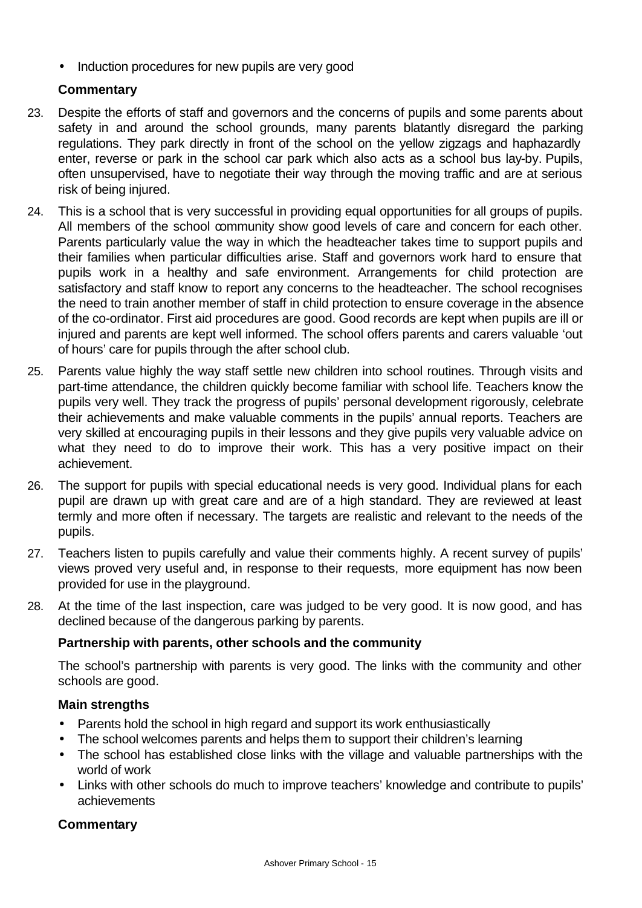- Induction procedures for new pupils are very good

### Commentary

23. Despite the efforts of staff and governors and the concerns of pupils and some parents about safety in and around the school grounds, many parents blatantly disregard the parking regulations. They park directly in front of the school on the yellow zigzags and haphazardly enter, reverse or park in the school car park which also acts as a school bus lay-by. Pupils, often unsupervised, have to negotiate their way through the moving traffic and are at serious risk of being injured.

24. This is a school that is very successful in providing equal opportunities for all groups of pupils. All members of the school community show good levels of care and concern for each other. Parents particularly value the way in which the headteacher takes time to support pupils and their families when particular difficulties arise. Staff and governors work hard to ensure that pupils work in a healthy and safe environment. Arrangements for child protection are satisfactory and staff know to report any concerns to the headteacher. The school recognises the need to train another member of staff in child protection to ensure coverage in the absence of the co-ordinator. First aid procedures are good. Good records are kept when pupils are ill or injured and parents are kept well informed. The school offers parents and carers valuable 'out of hours' care for pupils through the after school club.

25. Parents value highly the way staff settle new children into school routines. Through visits and part-time attendance, the children quickly become familiar with school life. Teachers know the pupils very well. They track the progress of pupils' personal development rigorously, celebrate their achievements and make valuable comments in the pupils' annual reports. Teachers are very skilled at encouraging pupils in their lessons and they give pupils very valuable advice on what they need to do to improve their work. This has a very positive impact on their achievement.

26. The support for pupils with special educational needs is very good. Individual plans for each pupil are drawn up with great care and are of a high standard. They are reviewed at least termly and more often if necessary. The targets are realistic and relevant to the needs of the pupils.

27. Teachers listen to pupils carefully and value their comments highly. A recent survey of pupils' views proved very useful and, in response to their requests, more equipment has now been provided for use in the playground.

28. At the time of the last inspection, care was judged to be very good. It is now good, and has declined because of the dangerous parking by parents.

### Partnership with parents, other schools and the community

The school's partnership with parents is very good. The links with the community and other schools are good.

### Main strengths

- Parents hold the school in high regard and support its work enthusiastically
- The school welcomes parents and helps them to support their children's learning
- The school has established close links with the village and valuable partnerships with the world of work
- Links with other schools do much to improve teachers' knowledge and contribute to pupils' achievements

### Commentary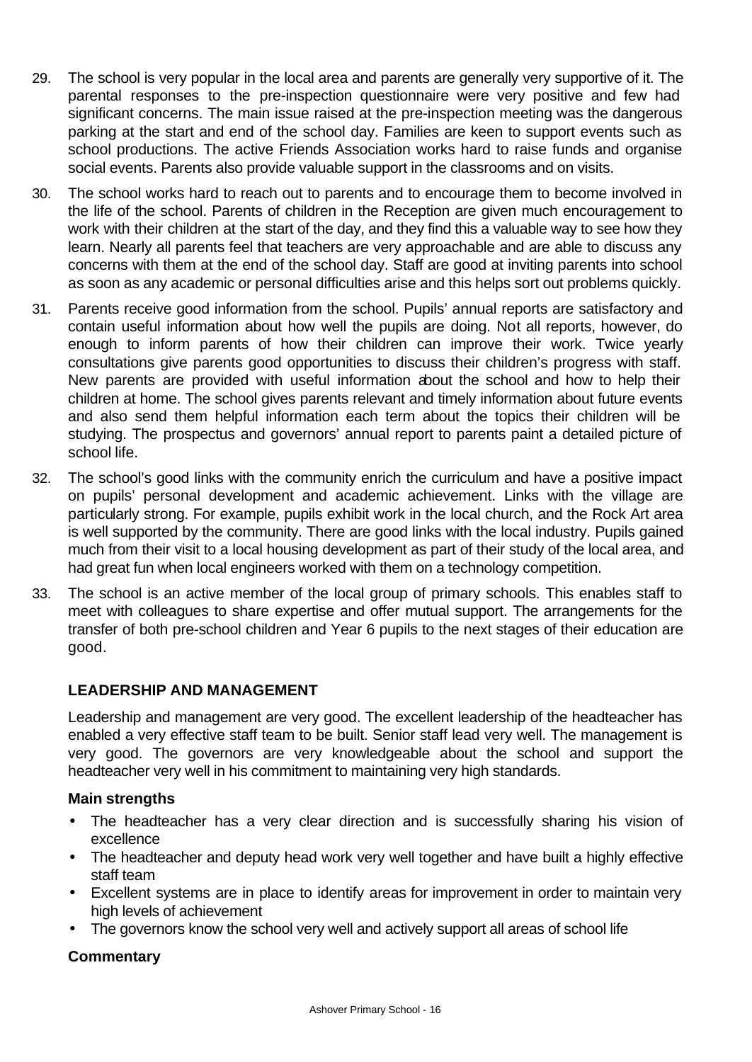29. The school is very popular in the local area and parents are generally very supportive of it. The parental responses to the pre-inspection questionnaire were very positive and few had significant concerns. The main issue raised at the pre-inspection meeting was the dangerous parking at the start and end of the school day. Families are keen to support events such as school productions. The active Friends Association works hard to raise funds and organise social events. Parents also provide valuable support in the classrooms and on visits.

30. The school works hard to reach out to parents and to encourage them to become involved in the life of the school. Parents of children in the Reception are given much encouragement to work with their children at the start of the day, and they find this a valuable way to see how they learn. Nearly all parents feel that teachers are very approachable and are able to discuss any concerns with them at the end of the school day. Staff are good at inviting parents into school as soon as any academic or personal difficulties arise and this helps sort out problems quickly.

31. Parents receive good information from the school. Pupils' annual reports are satisfactory and contain useful information about how well the pupils are doing. Not all reports, however, do enough to inform parents of how their children can improve their work. Twice yearly consultations give parents good opportunities to discuss their children's progress with staff. New parents are provided with useful information about the school and how to help their children at home. The school gives parents relevant and timely information about future events and also send them helpful information each term about the topics their children will be studying. The prospectus and governors' annual report to parents paint a detailed picture of school life.

32. The school's good links with the community enrich the curriculum and have a positive impact on pupils' personal development and academic achievement. Links with the village are particularly strong. For example, pupils exhibit work in the local church, and the Rock Art area is well supported by the community. There are good links with the local industry. Pupils gained much from their visit to a local housing development as part of their study of the local area, and had great fun when local engineers worked with them on a technology competition.

33. The school is an active member of the local group of primary schools. This enables staff to meet with colleagues to share expertise and offer mutual support. The arrangements for the transfer of both pre-school children and Year 6 pupils to the next stages of their education are good.

## LEADERSHIP AND MANAGEMENT

Leadership and management are very good. The excellent leadership of the headteacher has enabled a very effective staff team to be built. Senior staff lead very well. The management is very good. The governors are very knowledgeable about the school and support the headteacher very well in his commitment to maintaining very high standards.

### Main strengths

- The headteacher has a very clear direction and is successfully sharing his vision of excellence
- The headteacher and deputy head work very well together and have built a highly effective staff team
- Excellent systems are in place to identify areas for improvement in order to maintain very high levels of achievement
- The governors know the school very well and actively support all areas of school life

### Commentary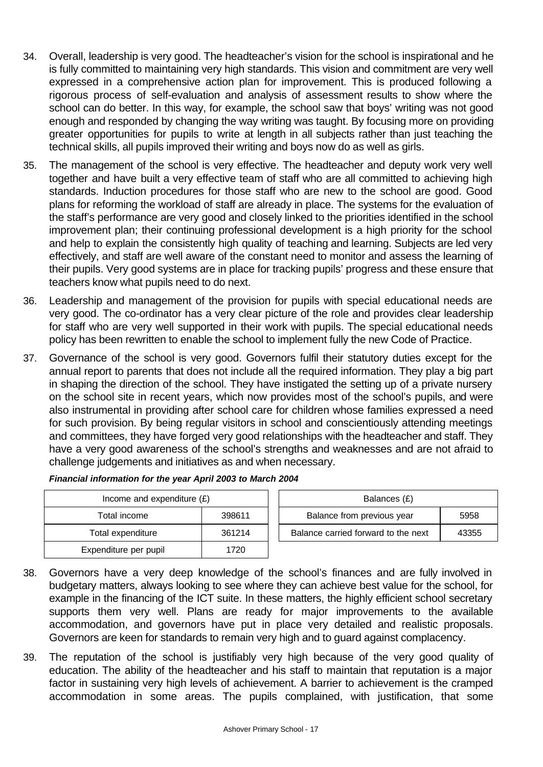34. Overall, leadership is very good. The headteacher's vision for the school is inspirational and he is fully committed to maintaining very high standards. This vision and commitment are very well expressed in a comprehensive action plan for improvement. This is produced following a rigorous process of self-evaluation and analysis of assessment results to show where the school can do better. In this way, for example, the school saw that boys' writing was not good enough and responded by changing the way writing was taught. By focusing more on providing greater opportunities for pupils to write at length in all subjects rather than just teaching the technical skills, all pupils improved their writing and boys now do as well as girls.

35. The management of the school is very effective. The headteacher and deputy work very well together and have built a very effective team of staff who are all committed to achieving high standards. Induction procedures for those staff who are new to the school are good. Good plans for reforming the workload of staff are already in place. The systems for the evaluation of the staff's performance are very good and closely linked to the priorities identified in the school improvement plan; their continuing professional development is a high priority for the school and help to explain the consistently high quality of teaching and learning. Subjects are led very effectively, and staff are well aware of the constant need to monitor and assess the learning of their pupils. Very good systems are in place for tracking pupils' progress and these ensure that teachers know what pupils need to do next.

36. Leadership and management of the provision for pupils with special educational needs are very good. The co-ordinator has a very clear picture of the role and provides clear leadership for staff who are very well supported in their work with pupils. The special educational needs policy has been rewritten to enable the school to implement fully the new Code of Practice.

37. Governance of the school is very good. Governors fulfil their statutory duties except for the annual report to parents that does not include all the required information. They play a big part in shaping the direction of the school. They have instigated the setting up of a private nursery on the school site in recent years, which now provides most of the school's pupils, and were also instrumental in providing after school care for children whose families expressed a need for such provision. By being regular visitors in school and conscientiously attending meetings and committees, they have forged very good relationships with the headteacher and staff. They have a very good awareness of the school's strengths and weaknesses and are not afraid to challenge judgements and initiatives as and when necessary.

***Financial information for the year April 2003 to March 2004***

| Income and expenditure (£) | |
|---|---|
| Total income | 398611 |
| Total expenditure | 361214 |
| Expenditure per pupil | 1720 |

| Balances (£) | |
|---|---|
| Balance from previous year | 5958 |
| Balance carried forward to the next | 43355 |

38. Governors have a very deep knowledge of the school's finances and are fully involved in budgetary matters, always looking to see where they can achieve best value for the school, for example in the financing of the ICT suite. In these matters, the highly efficient school secretary supports them very well. Plans are ready for major improvements to the available accommodation, and governors have put in place very detailed and realistic proposals. Governors are keen for standards to remain very high and to guard against complacency.

39. The reputation of the school is justifiably very high because of the very good quality of education. The ability of the headteacher and his staff to maintain that reputation is a major factor in sustaining very high levels of achievement. A barrier to achievement is the cramped accommodation in some areas. The pupils complained, with justification, that some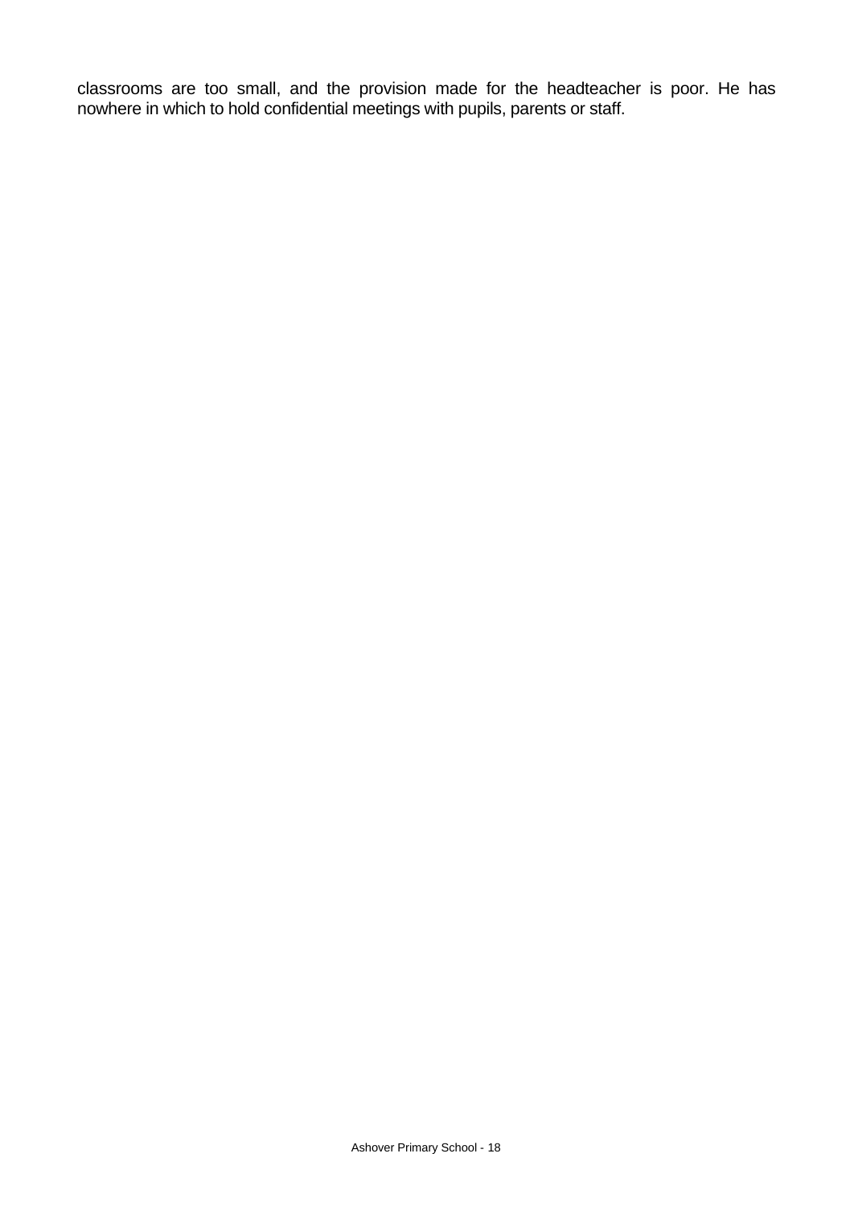classrooms are too small, and the provision made for the headteacher is poor. He has nowhere in which to hold confidential meetings with pupils, parents or staff.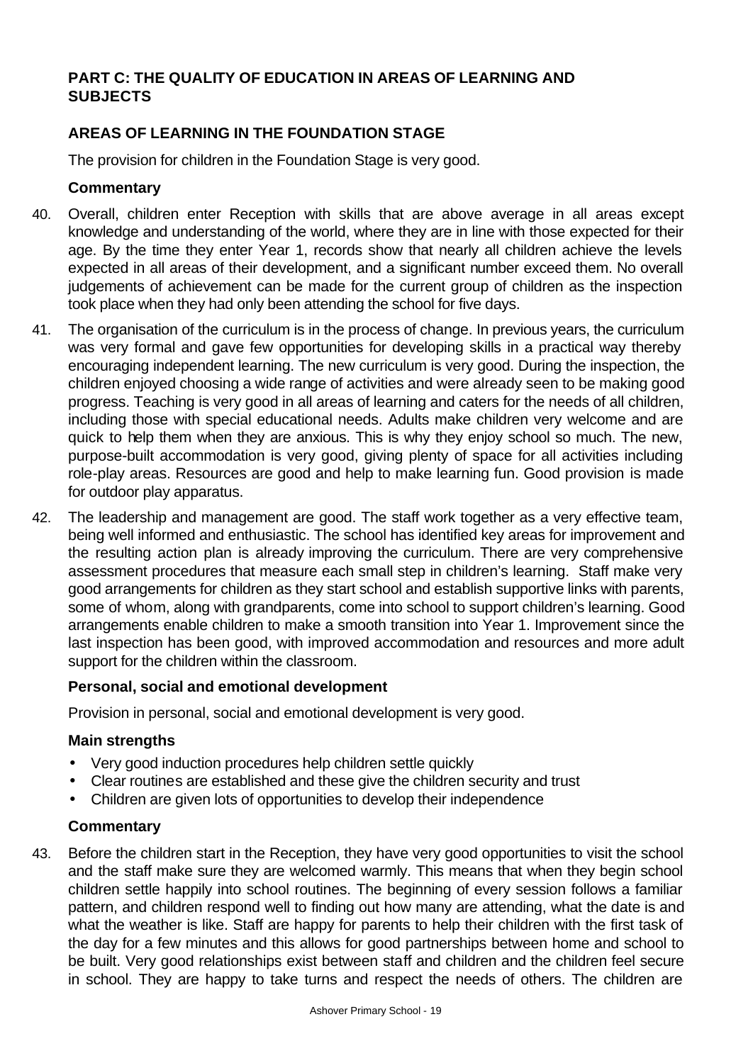## PART C: THE QUALITY OF EDUCATION IN AREAS OF LEARNING AND SUBJECTS

### AREAS OF LEARNING IN THE FOUNDATION STAGE

The provision for children in the Foundation Stage is very good.

#### Commentary

40. Overall, children enter Reception with skills that are above average in all areas except knowledge and understanding of the world, where they are in line with those expected for their age. By the time they enter Year 1, records show that nearly all children achieve the levels expected in all areas of their development, and a significant number exceed them. No overall judgements of achievement can be made for the current group of children as the inspection took place when they had only been attending the school for five days.

41. The organisation of the curriculum is in the process of change. In previous years, the curriculum was very formal and gave few opportunities for developing skills in a practical way thereby encouraging independent learning. The new curriculum is very good. During the inspection, the children enjoyed choosing a wide range of activities and were already seen to be making good progress. Teaching is very good in all areas of learning and caters for the needs of all children, including those with special educational needs. Adults make children very welcome and are quick to help them when they are anxious. This is why they enjoy school so much. The new, purpose-built accommodation is very good, giving plenty of space for all activities including role-play areas. Resources are good and help to make learning fun. Good provision is made for outdoor play apparatus.

42. The leadership and management are good. The staff work together as a very effective team, being well informed and enthusiastic. The school has identified key areas for improvement and the resulting action plan is already improving the curriculum. There are very comprehensive assessment procedures that measure each small step in children's learning. Staff make very good arrangements for children as they start school and establish supportive links with parents, some of whom, along with grandparents, come into school to support children's learning. Good arrangements enable children to make a smooth transition into Year 1. Improvement since the last inspection has been good, with improved accommodation and resources and more adult support for the children within the classroom.

#### Personal, social and emotional development

Provision in personal, social and emotional development is very good.

#### Main strengths

- Very good induction procedures help children settle quickly
- Clear routines are established and these give the children security and trust
- Children are given lots of opportunities to develop their independence

#### Commentary

43. Before the children start in the Reception, they have very good opportunities to visit the school and the staff make sure they are welcomed warmly. This means that when they begin school children settle happily into school routines. The beginning of every session follows a familiar pattern, and children respond well to finding out how many are attending, what the date is and what the weather is like. Staff are happy for parents to help their children with the first task of the day for a few minutes and this allows for good partnerships between home and school to be built. Very good relationships exist between staff and children and the children feel secure in school. They are happy to take turns and respect the needs of others. The children are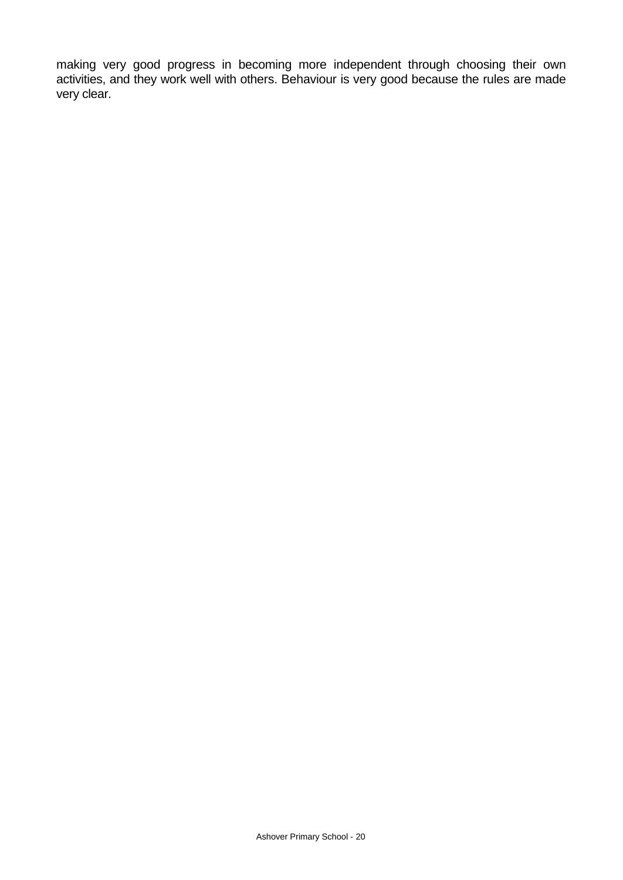making very good progress in becoming more independent through choosing their own activities, and they work well with others. Behaviour is very good because the rules are made very clear.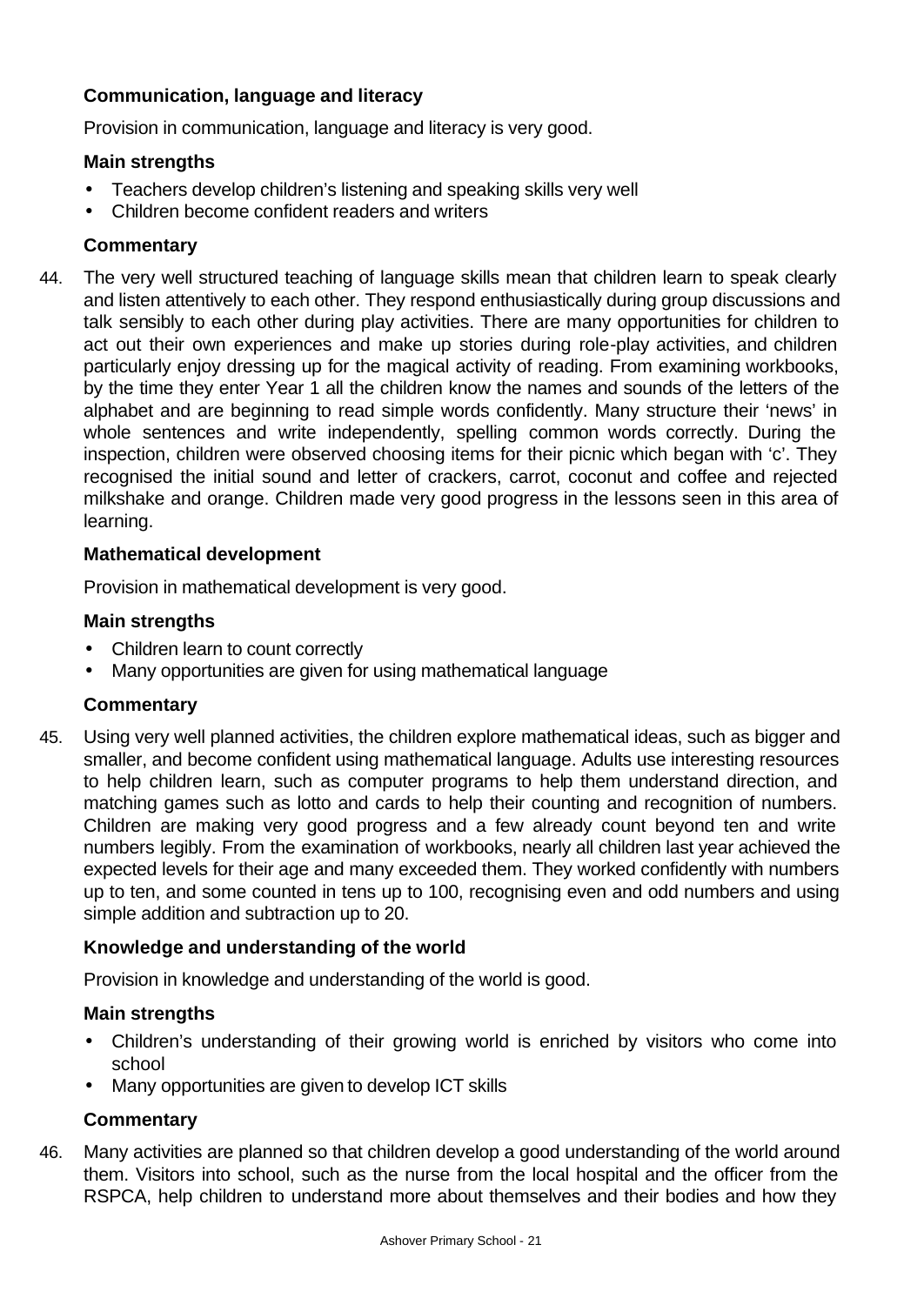### Communication, language and literacy

Provision in communication, language and literacy is very good.

#### Main strengths

- Teachers develop children's listening and speaking skills very well
- Children become confident readers and writers

#### Commentary

44. The very well structured teaching of language skills mean that children learn to speak clearly and listen attentively to each other. They respond enthusiastically during group discussions and talk sensibly to each other during play activities. There are many opportunities for children to act out their own experiences and make up stories during role-play activities, and children particularly enjoy dressing up for the magical activity of reading. From examining workbooks, by the time they enter Year 1 all the children know the names and sounds of the letters of the alphabet and are beginning to read simple words confidently. Many structure their 'news' in whole sentences and write independently, spelling common words correctly. During the inspection, children were observed choosing items for their picnic which began with 'c'. They recognised the initial sound and letter of crackers, carrot, coconut and coffee and rejected milkshake and orange. Children made very good progress in the lessons seen in this area of learning.

### Mathematical development

Provision in mathematical development is very good.

#### Main strengths

- Children learn to count correctly
- Many opportunities are given for using mathematical language

#### Commentary

45. Using very well planned activities, the children explore mathematical ideas, such as bigger and smaller, and become confident using mathematical language. Adults use interesting resources to help children learn, such as computer programs to help them understand direction, and matching games such as lotto and cards to help their counting and recognition of numbers. Children are making very good progress and a few already count beyond ten and write numbers legibly. From the examination of workbooks, nearly all children last year achieved the expected levels for their age and many exceeded them. They worked confidently with numbers up to ten, and some counted in tens up to 100, recognising even and odd numbers and using simple addition and subtraction up to 20.

### Knowledge and understanding of the world

Provision in knowledge and understanding of the world is good.

#### Main strengths

- Children's understanding of their growing world is enriched by visitors who come into school
- Many opportunities are given to develop ICT skills

#### Commentary

46. Many activities are planned so that children develop a good understanding of the world around them. Visitors into school, such as the nurse from the local hospital and the officer from the RSPCA, help children to understand more about themselves and their bodies and how they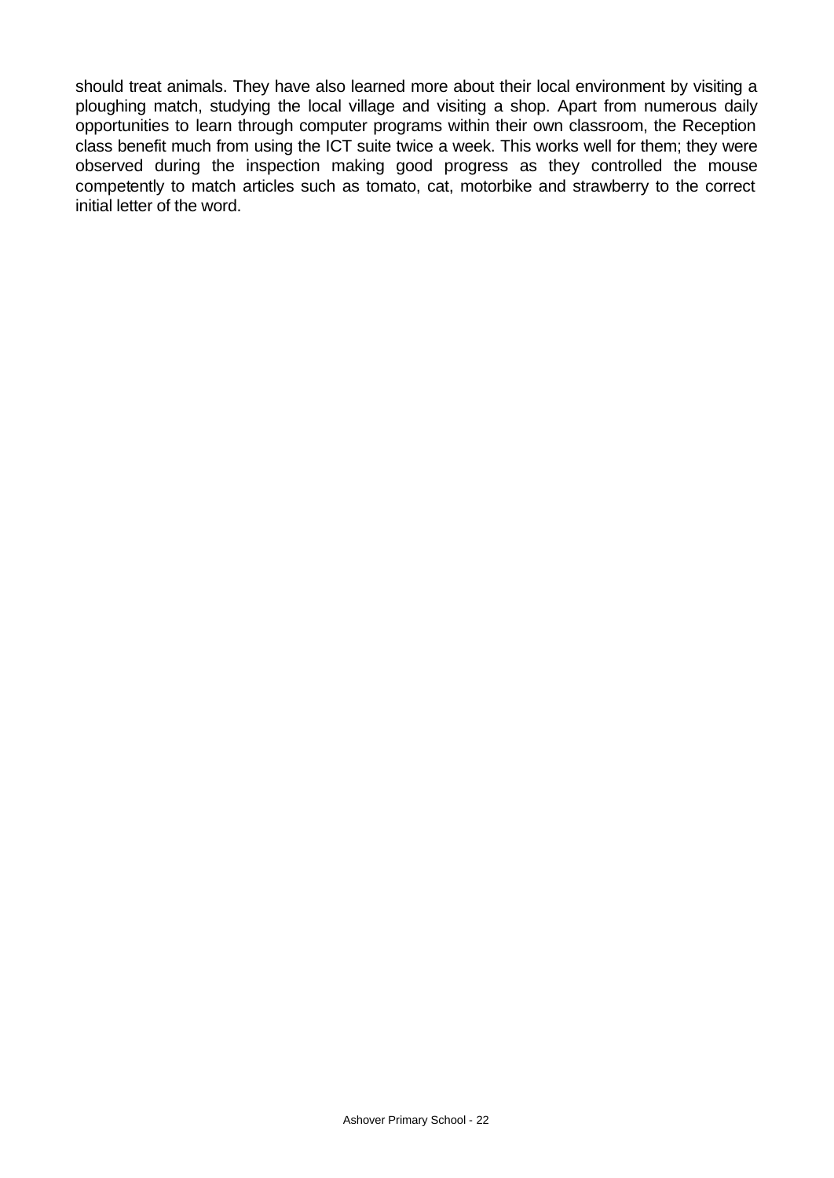should treat animals. They have also learned more about their local environment by visiting a ploughing match, studying the local village and visiting a shop. Apart from numerous daily opportunities to learn through computer programs within their own classroom, the Reception class benefit much from using the ICT suite twice a week. This works well for them; they were observed during the inspection making good progress as they controlled the mouse competently to match articles such as tomato, cat, motorbike and strawberry to the correct initial letter of the word.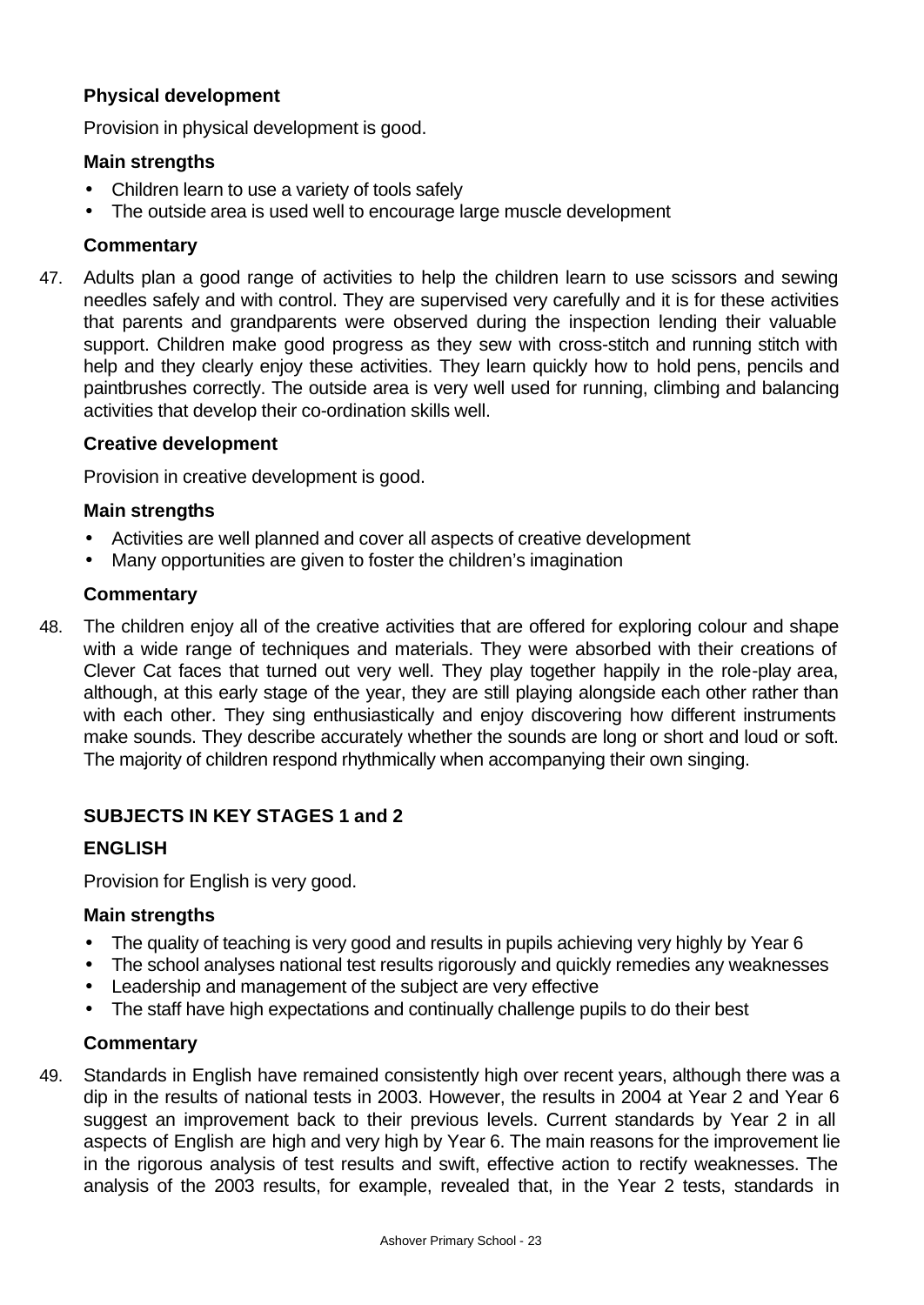### Physical development

Provision in physical development is good.

#### Main strengths

- Children learn to use a variety of tools safely
- The outside area is used well to encourage large muscle development

#### Commentary

47. Adults plan a good range of activities to help the children learn to use scissors and sewing needles safely and with control. They are supervised very carefully and it is for these activities that parents and grandparents were observed during the inspection lending their valuable support. Children make good progress as they sew with cross-stitch and running stitch with help and they clearly enjoy these activities. They learn quickly how to hold pens, pencils and paintbrushes correctly. The outside area is very well used for running, climbing and balancing activities that develop their co-ordination skills well.

### Creative development

Provision in creative development is good.

#### Main strengths

- Activities are well planned and cover all aspects of creative development
- Many opportunities are given to foster the children's imagination

#### Commentary

48. The children enjoy all of the creative activities that are offered for exploring colour and shape with a wide range of techniques and materials. They were absorbed with their creations of Clever Cat faces that turned out very well. They play together happily in the role-play area, although, at this early stage of the year, they are still playing alongside each other rather than with each other. They sing enthusiastically and enjoy discovering how different instruments make sounds. They describe accurately whether the sounds are long or short and loud or soft. The majority of children respond rhythmically when accompanying their own singing.

## SUBJECTS IN KEY STAGES 1 and 2

### ENGLISH

Provision for English is very good.

#### Main strengths

- The quality of teaching is very good and results in pupils achieving very highly by Year 6
- The school analyses national test results rigorously and quickly remedies any weaknesses
- Leadership and management of the subject are very effective
- The staff have high expectations and continually challenge pupils to do their best

#### Commentary

49. Standards in English have remained consistently high over recent years, although there was a dip in the results of national tests in 2003. However, the results in 2004 at Year 2 and Year 6 suggest an improvement back to their previous levels. Current standards by Year 2 in all aspects of English are high and very high by Year 6. The main reasons for the improvement lie in the rigorous analysis of test results and swift, effective action to rectify weaknesses. The analysis of the 2003 results, for example, revealed that, in the Year 2 tests, standards in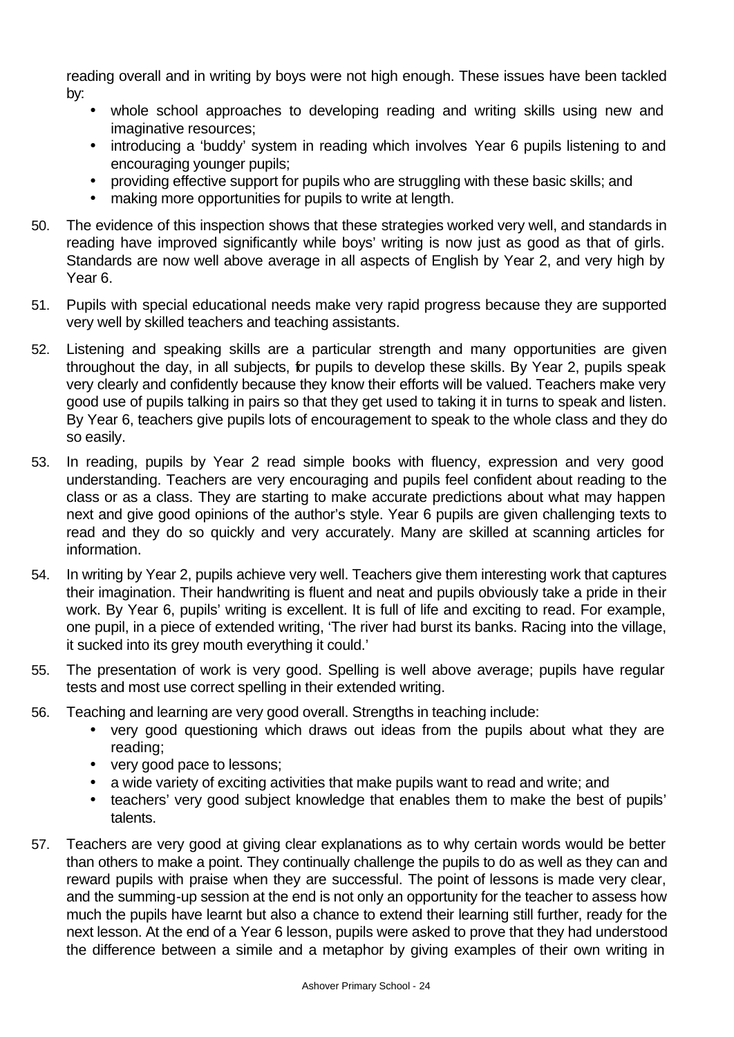reading overall and in writing by boys were not high enough. These issues have been tackled by:

- whole school approaches to developing reading and writing skills using new and imaginative resources;
- introducing a 'buddy' system in reading which involves Year 6 pupils listening to and encouraging younger pupils;
- providing effective support for pupils who are struggling with these basic skills; and
- making more opportunities for pupils to write at length.

50. The evidence of this inspection shows that these strategies worked very well, and standards in reading have improved significantly while boys' writing is now just as good as that of girls. Standards are now well above average in all aspects of English by Year 2, and very high by Year 6.

51. Pupils with special educational needs make very rapid progress because they are supported very well by skilled teachers and teaching assistants.

52. Listening and speaking skills are a particular strength and many opportunities are given throughout the day, in all subjects, for pupils to develop these skills. By Year 2, pupils speak very clearly and confidently because they know their efforts will be valued. Teachers make very good use of pupils talking in pairs so that they get used to taking it in turns to speak and listen. By Year 6, teachers give pupils lots of encouragement to speak to the whole class and they do so easily.

53. In reading, pupils by Year 2 read simple books with fluency, expression and very good understanding. Teachers are very encouraging and pupils feel confident about reading to the class or as a class. They are starting to make accurate predictions about what may happen next and give good opinions of the author's style. Year 6 pupils are given challenging texts to read and they do so quickly and very accurately. Many are skilled at scanning articles for information.

54. In writing by Year 2, pupils achieve very well. Teachers give them interesting work that captures their imagination. Their handwriting is fluent and neat and pupils obviously take a pride in their work. By Year 6, pupils' writing is excellent. It is full of life and exciting to read. For example, one pupil, in a piece of extended writing, 'The river had burst its banks. Racing into the village, it sucked into its grey mouth everything it could.'

55. The presentation of work is very good. Spelling is well above average; pupils have regular tests and most use correct spelling in their extended writing.

56. Teaching and learning are very good overall. Strengths in teaching include:
    - very good questioning which draws out ideas from the pupils about what they are reading;
    - very good pace to lessons;
    - a wide variety of exciting activities that make pupils want to read and write; and
    - teachers' very good subject knowledge that enables them to make the best of pupils' talents.

57. Teachers are very good at giving clear explanations as to why certain words would be better than others to make a point. They continually challenge the pupils to do as well as they can and reward pupils with praise when they are successful. The point of lessons is made very clear, and the summing-up session at the end is not only an opportunity for the teacher to assess how much the pupils have learnt but also a chance to extend their learning still further, ready for the next lesson. At the end of a Year 6 lesson, pupils were asked to prove that they had understood the difference between a simile and a metaphor by giving examples of their own writing in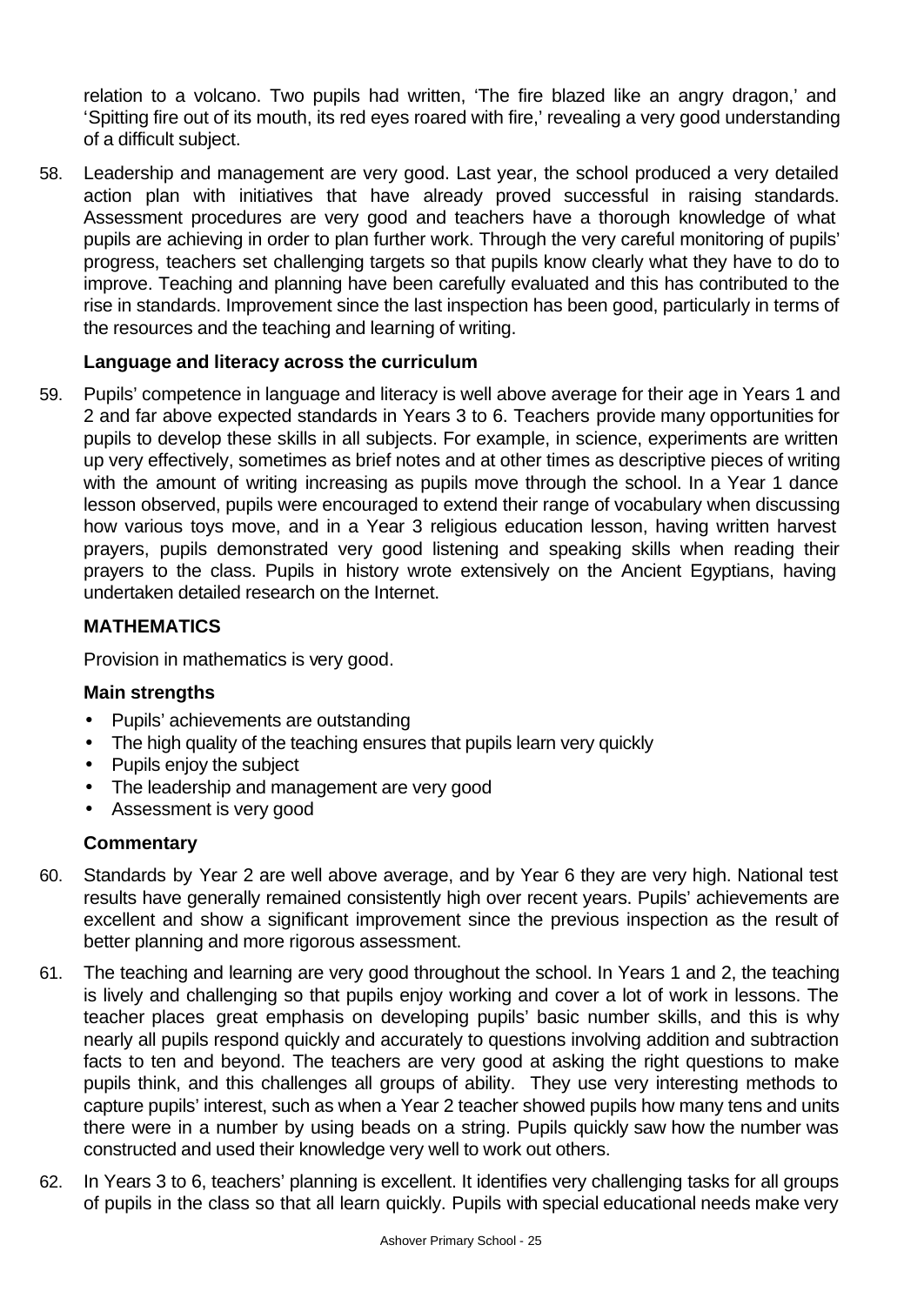relation to a volcano. Two pupils had written, 'The fire blazed like an angry dragon,' and 'Spitting fire out of its mouth, its red eyes roared with fire,' revealing a very good understanding of a difficult subject.

58. Leadership and management are very good. Last year, the school produced a very detailed action plan with initiatives that have already proved successful in raising standards. Assessment procedures are very good and teachers have a thorough knowledge of what pupils are achieving in order to plan further work. Through the very careful monitoring of pupils' progress, teachers set challenging targets so that pupils know clearly what they have to do to improve. Teaching and planning have been carefully evaluated and this has contributed to the rise in standards. Improvement since the last inspection has been good, particularly in terms of the resources and the teaching and learning of writing.

**Language and literacy across the curriculum**

59. Pupils' competence in language and literacy is well above average for their age in Years 1 and 2 and far above expected standards in Years 3 to 6. Teachers provide many opportunities for pupils to develop these skills in all subjects. For example, in science, experiments are written up very effectively, sometimes as brief notes and at other times as descriptive pieces of writing with the amount of writing increasing as pupils move through the school. In a Year 1 dance lesson observed, pupils were encouraged to extend their range of vocabulary when discussing how various toys move, and in a Year 3 religious education lesson, having written harvest prayers, pupils demonstrated very good listening and speaking skills when reading their prayers to the class. Pupils in history wrote extensively on the Ancient Egyptians, having undertaken detailed research on the Internet.

## MATHEMATICS

Provision in mathematics is very good.

**Main strengths**

- Pupils' achievements are outstanding
- The high quality of the teaching ensures that pupils learn very quickly
- Pupils enjoy the subject
- The leadership and management are very good
- Assessment is very good

**Commentary**

60. Standards by Year 2 are well above average, and by Year 6 they are very high. National test results have generally remained consistently high over recent years. Pupils' achievements are excellent and show a significant improvement since the previous inspection as the result of better planning and more rigorous assessment.

61. The teaching and learning are very good throughout the school. In Years 1 and 2, the teaching is lively and challenging so that pupils enjoy working and cover a lot of work in lessons. The teacher places great emphasis on developing pupils' basic number skills, and this is why nearly all pupils respond quickly and accurately to questions involving addition and subtraction facts to ten and beyond. The teachers are very good at asking the right questions to make pupils think, and this challenges all groups of ability. They use very interesting methods to capture pupils' interest, such as when a Year 2 teacher showed pupils how many tens and units there were in a number by using beads on a string. Pupils quickly saw how the number was constructed and used their knowledge very well to work out others.

62. In Years 3 to 6, teachers' planning is excellent. It identifies very challenging tasks for all groups of pupils in the class so that all learn quickly. Pupils with special educational needs make very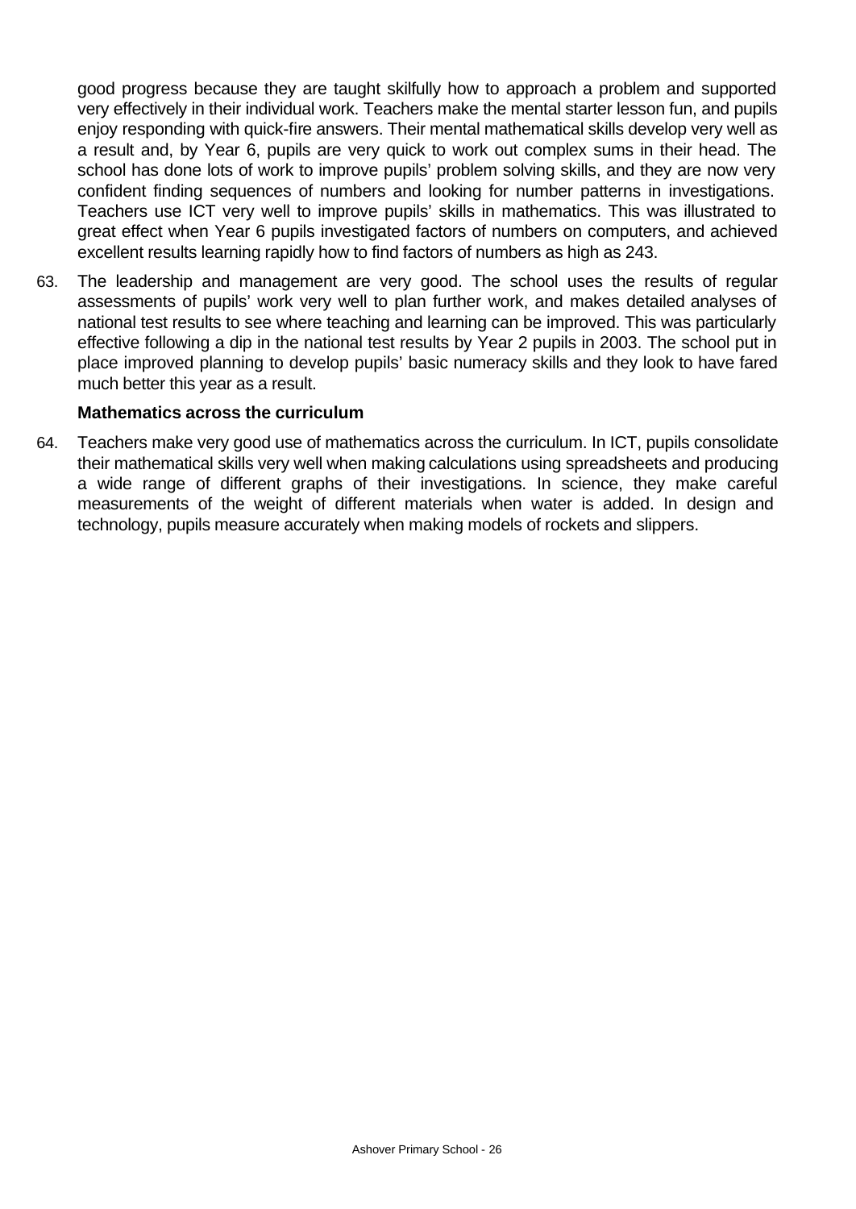good progress because they are taught skilfully how to approach a problem and supported very effectively in their individual work. Teachers make the mental starter lesson fun, and pupils enjoy responding with quick-fire answers. Their mental mathematical skills develop very well as a result and, by Year 6, pupils are very quick to work out complex sums in their head. The school has done lots of work to improve pupils' problem solving skills, and they are now very confident finding sequences of numbers and looking for number patterns in investigations. Teachers use ICT very well to improve pupils' skills in mathematics. This was illustrated to great effect when Year 6 pupils investigated factors of numbers on computers, and achieved excellent results learning rapidly how to find factors of numbers as high as 243.

63. The leadership and management are very good. The school uses the results of regular assessments of pupils' work very well to plan further work, and makes detailed analyses of national test results to see where teaching and learning can be improved. This was particularly effective following a dip in the national test results by Year 2 pupils in 2003. The school put in place improved planning to develop pupils' basic numeracy skills and they look to have fared much better this year as a result.

**Mathematics across the curriculum**

64. Teachers make very good use of mathematics across the curriculum. In ICT, pupils consolidate their mathematical skills very well when making calculations using spreadsheets and producing a wide range of different graphs of their investigations. In science, they make careful measurements of the weight of different materials when water is added. In design and technology, pupils measure accurately when making models of rockets and slippers.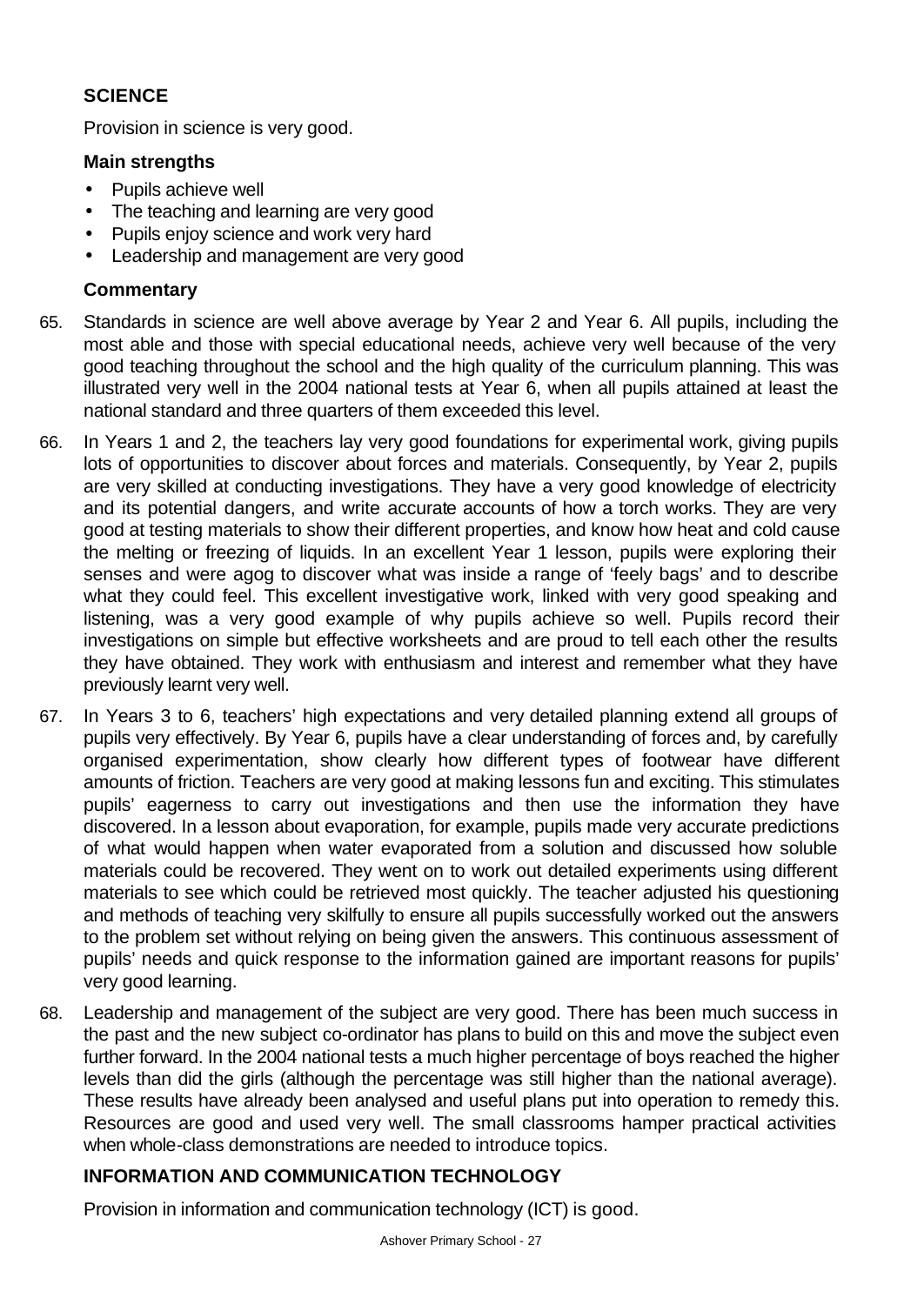## SCIENCE

Provision in science is very good.

### Main strengths

- Pupils achieve well
- The teaching and learning are very good
- Pupils enjoy science and work very hard
- Leadership and management are very good

### Commentary

65. Standards in science are well above average by Year 2 and Year 6. All pupils, including the most able and those with special educational needs, achieve very well because of the very good teaching throughout the school and the high quality of the curriculum planning. This was illustrated very well in the 2004 national tests at Year 6, when all pupils attained at least the national standard and three quarters of them exceeded this level.

66. In Years 1 and 2, the teachers lay very good foundations for experimental work, giving pupils lots of opportunities to discover about forces and materials. Consequently, by Year 2, pupils are very skilled at conducting investigations. They have a very good knowledge of electricity and its potential dangers, and write accurate accounts of how a torch works. They are very good at testing materials to show their different properties, and know how heat and cold cause the melting or freezing of liquids. In an excellent Year 1 lesson, pupils were exploring their senses and were agog to discover what was inside a range of 'feely bags' and to describe what they could feel. This excellent investigative work, linked with very good speaking and listening, was a very good example of why pupils achieve so well. Pupils record their investigations on simple but effective worksheets and are proud to tell each other the results they have obtained. They work with enthusiasm and interest and remember what they have previously learnt very well.

67. In Years 3 to 6, teachers' high expectations and very detailed planning extend all groups of pupils very effectively. By Year 6, pupils have a clear understanding of forces and, by carefully organised experimentation, show clearly how different types of footwear have different amounts of friction. Teachers are very good at making lessons fun and exciting. This stimulates pupils' eagerness to carry out investigations and then use the information they have discovered. In a lesson about evaporation, for example, pupils made very accurate predictions of what would happen when water evaporated from a solution and discussed how soluble materials could be recovered. They went on to work out detailed experiments using different materials to see which could be retrieved most quickly. The teacher adjusted his questioning and methods of teaching very skilfully to ensure all pupils successfully worked out the answers to the problem set without relying on being given the answers. This continuous assessment of pupils' needs and quick response to the information gained are important reasons for pupils' very good learning.

68. Leadership and management of the subject are very good. There has been much success in the past and the new subject co-ordinator has plans to build on this and move the subject even further forward. In the 2004 national tests a much higher percentage of boys reached the higher levels than did the girls (although the percentage was still higher than the national average). These results have already been analysed and useful plans put into operation to remedy this. Resources are good and used very well. The small classrooms hamper practical activities when whole-class demonstrations are needed to introduce topics.

## INFORMATION AND COMMUNICATION TECHNOLOGY

Provision in information and communication technology (ICT) is good.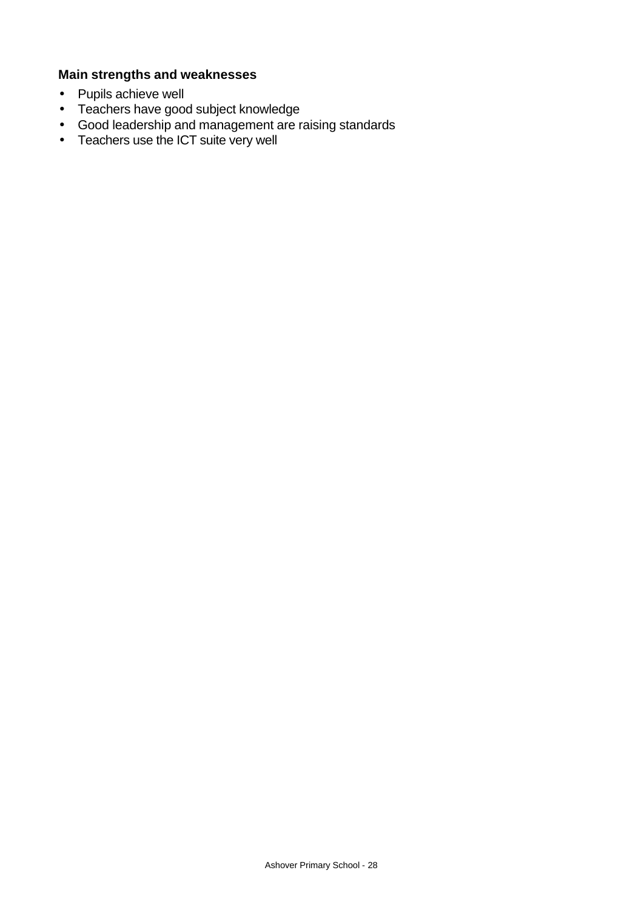### Main strengths and weaknesses

- Pupils achieve well
- Teachers have good subject knowledge
- Good leadership and management are raising standards
- Teachers use the ICT suite very well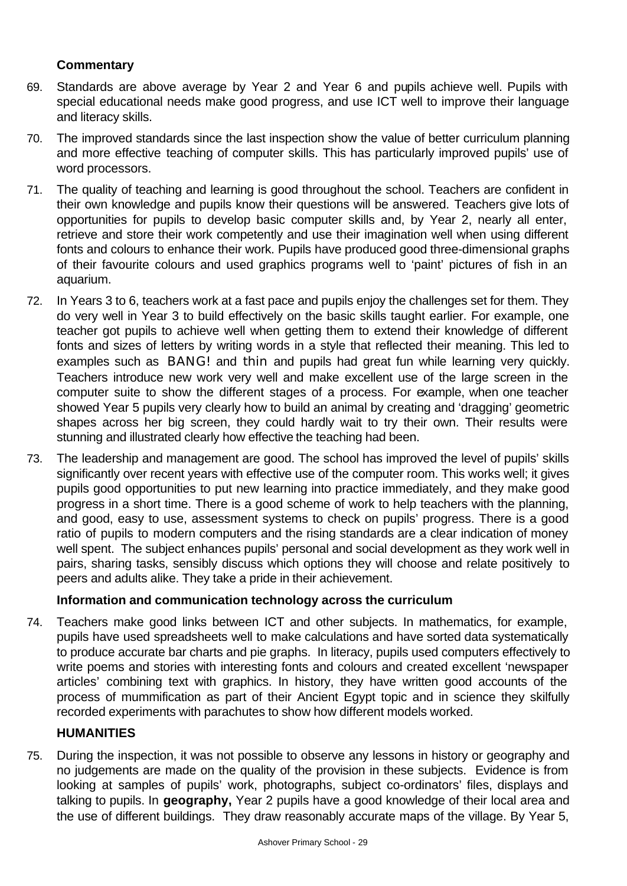### Commentary

69. Standards are above average by Year 2 and Year 6 and pupils achieve well. Pupils with special educational needs make good progress, and use ICT well to improve their language and literacy skills.

70. The improved standards since the last inspection show the value of better curriculum planning and more effective teaching of computer skills. This has particularly improved pupils' use of word processors.

71. The quality of teaching and learning is good throughout the school. Teachers are confident in their own knowledge and pupils know their questions will be answered. Teachers give lots of opportunities for pupils to develop basic computer skills and, by Year 2, nearly all enter, retrieve and store their work competently and use their imagination well when using different fonts and colours to enhance their work. Pupils have produced good three-dimensional graphs of their favourite colours and used graphics programs well to 'paint' pictures of fish in an aquarium.

72. In Years 3 to 6, teachers work at a fast pace and pupils enjoy the challenges set for them. They do very well in Year 3 to build effectively on the basic skills taught earlier. For example, one teacher got pupils to achieve well when getting them to extend their knowledge of different fonts and sizes of letters by writing words in a style that reflected their meaning. This led to examples such as BANG! and thin and pupils had great fun while learning very quickly. Teachers introduce new work very well and make excellent use of the large screen in the computer suite to show the different stages of a process. For example, when one teacher showed Year 5 pupils very clearly how to build an animal by creating and 'dragging' geometric shapes across her big screen, they could hardly wait to try their own. Their results were stunning and illustrated clearly how effective the teaching had been.

73. The leadership and management are good. The school has improved the level of pupils' skills significantly over recent years with effective use of the computer room. This works well; it gives pupils good opportunities to put new learning into practice immediately, and they make good progress in a short time. There is a good scheme of work to help teachers with the planning, and good, easy to use, assessment systems to check on pupils' progress. There is a good ratio of pupils to modern computers and the rising standards are a clear indication of money well spent. The subject enhances pupils' personal and social development as they work well in pairs, sharing tasks, sensibly discuss which options they will choose and relate positively to peers and adults alike. They take a pride in their achievement.

### Information and communication technology across the curriculum

74. Teachers make good links between ICT and other subjects. In mathematics, for example, pupils have used spreadsheets well to make calculations and have sorted data systematically to produce accurate bar charts and pie graphs. In literacy, pupils used computers effectively to write poems and stories with interesting fonts and colours and created excellent 'newspaper articles' combining text with graphics. In history, they have written good accounts of the process of mummification as part of their Ancient Egypt topic and in science they skilfully recorded experiments with parachutes to show how different models worked.

## HUMANITIES

75. During the inspection, it was not possible to observe any lessons in history or geography and no judgements are made on the quality of the provision in these subjects. Evidence is from looking at samples of pupils' work, photographs, subject co-ordinators' files, displays and talking to pupils. In **geography,** Year 2 pupils have a good knowledge of their local area and the use of different buildings. They draw reasonably accurate maps of the village. By Year 5,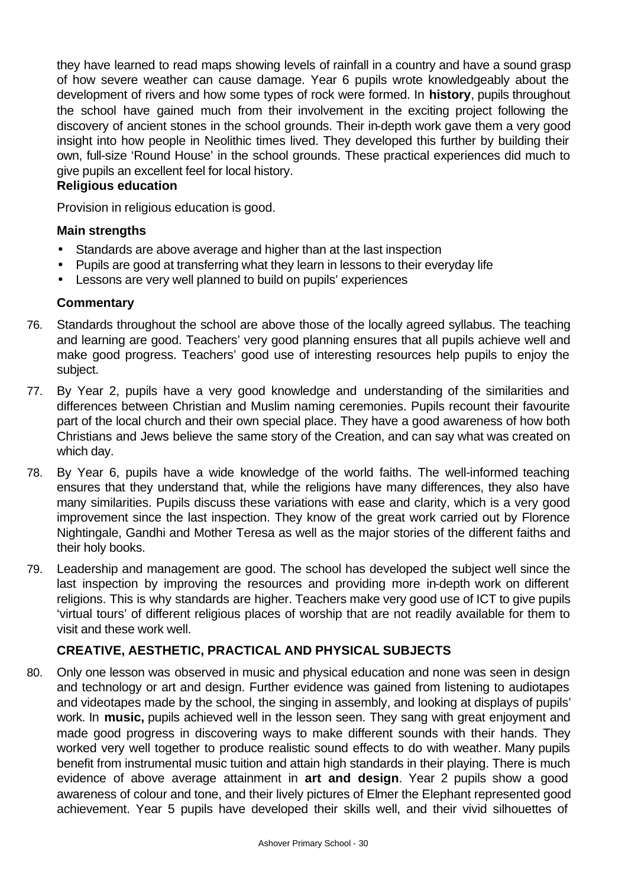they have learned to read maps showing levels of rainfall in a country and have a sound grasp of how severe weather can cause damage. Year 6 pupils wrote knowledgeably about the development of rivers and how some types of rock were formed. In **history**, pupils throughout the school have gained much from their involvement in the exciting project following the discovery of ancient stones in the school grounds. Their in-depth work gave them a very good insight into how people in Neolithic times lived. They developed this further by building their own, full-size 'Round House' in the school grounds. These practical experiences did much to give pupils an excellent feel for local history.

**Religious education**

Provision in religious education is good.

**Main strengths**

- Standards are above average and higher than at the last inspection
- Pupils are good at transferring what they learn in lessons to their everyday life
- Lessons are very well planned to build on pupils' experiences

**Commentary**

76. Standards throughout the school are above those of the locally agreed syllabus. The teaching and learning are good. Teachers' very good planning ensures that all pupils achieve well and make good progress. Teachers' good use of interesting resources help pupils to enjoy the subject.

77. By Year 2, pupils have a very good knowledge and understanding of the similarities and differences between Christian and Muslim naming ceremonies. Pupils recount their favourite part of the local church and their own special place. They have a good awareness of how both Christians and Jews believe the same story of the Creation, and can say what was created on which day.

78. By Year 6, pupils have a wide knowledge of the world faiths. The well-informed teaching ensures that they understand that, while the religions have many differences, they also have many similarities. Pupils discuss these variations with ease and clarity, which is a very good improvement since the last inspection. They know of the great work carried out by Florence Nightingale, Gandhi and Mother Teresa as well as the major stories of the different faiths and their holy books.

79. Leadership and management are good. The school has developed the subject well since the last inspection by improving the resources and providing more in-depth work on different religions. This is why standards are higher. Teachers make very good use of ICT to give pupils 'virtual tours' of different religious places of worship that are not readily available for them to visit and these work well.

**CREATIVE, AESTHETIC, PRACTICAL AND PHYSICAL SUBJECTS**

80. Only one lesson was observed in music and physical education and none was seen in design and technology or art and design. Further evidence was gained from listening to audiotapes and videotapes made by the school, the singing in assembly, and looking at displays of pupils' work. In **music,** pupils achieved well in the lesson seen. They sang with great enjoyment and made good progress in discovering ways to make different sounds with their hands. They worked very well together to produce realistic sound effects to do with weather. Many pupils benefit from instrumental music tuition and attain high standards in their playing. There is much evidence of above average attainment in **art and design**. Year 2 pupils show a good awareness of colour and tone, and their lively pictures of Elmer the Elephant represented good achievement. Year 5 pupils have developed their skills well, and their vivid silhouettes of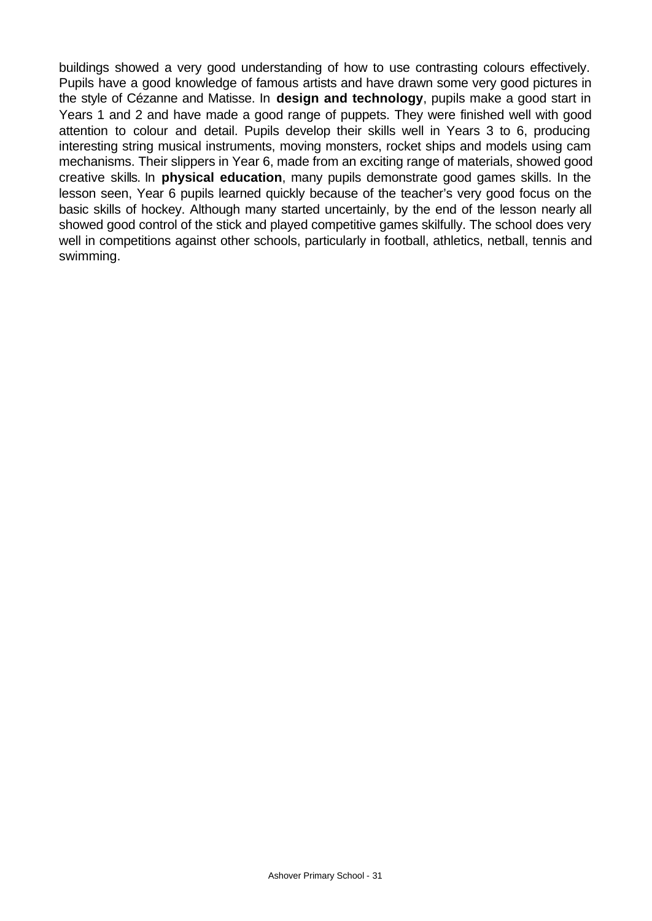buildings showed a very good understanding of how to use contrasting colours effectively. Pupils have a good knowledge of famous artists and have drawn some very good pictures in the style of Cézanne and Matisse. In **design and technology**, pupils make a good start in Years 1 and 2 and have made a good range of puppets. They were finished well with good attention to colour and detail. Pupils develop their skills well in Years 3 to 6, producing interesting string musical instruments, moving monsters, rocket ships and models using cam mechanisms. Their slippers in Year 6, made from an exciting range of materials, showed good creative skills. In **physical education**, many pupils demonstrate good games skills. In the lesson seen, Year 6 pupils learned quickly because of the teacher's very good focus on the basic skills of hockey. Although many started uncertainly, by the end of the lesson nearly all showed good control of the stick and played competitive games skilfully. The school does very well in competitions against other schools, particularly in football, athletics, netball, tennis and swimming.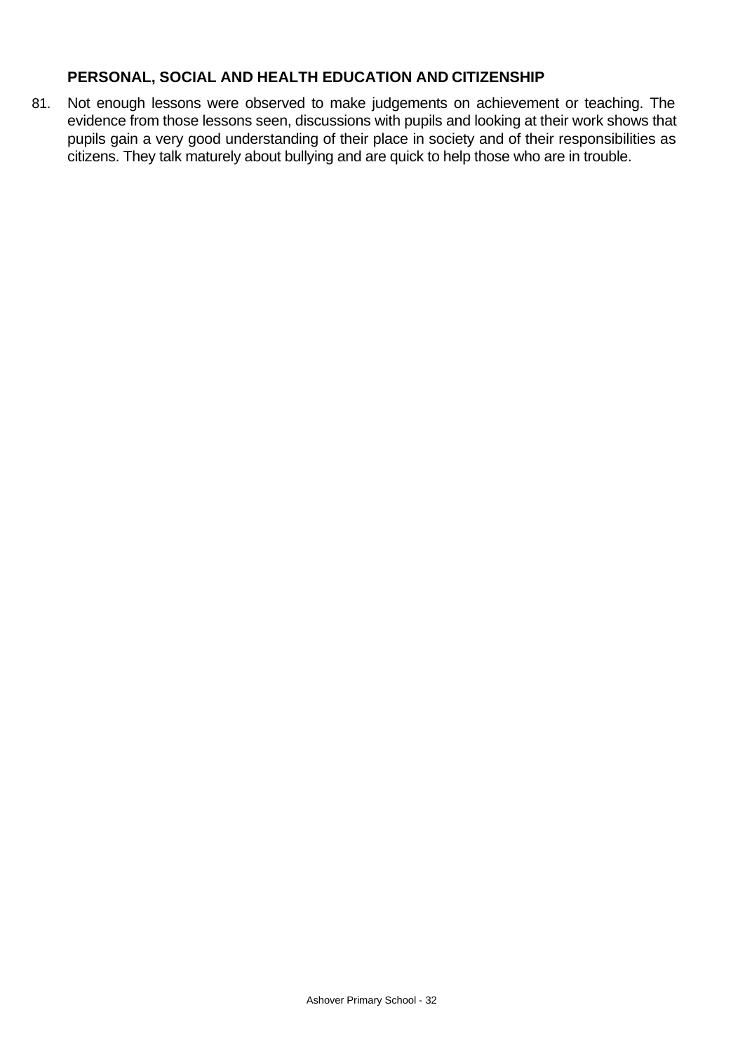### PERSONAL, SOCIAL AND HEALTH EDUCATION AND CITIZENSHIP

81. Not enough lessons were observed to make judgements on achievement or teaching. The evidence from those lessons seen, discussions with pupils and looking at their work shows that pupils gain a very good understanding of their place in society and of their responsibilities as citizens. They talk maturely about bullying and are quick to help those who are in trouble.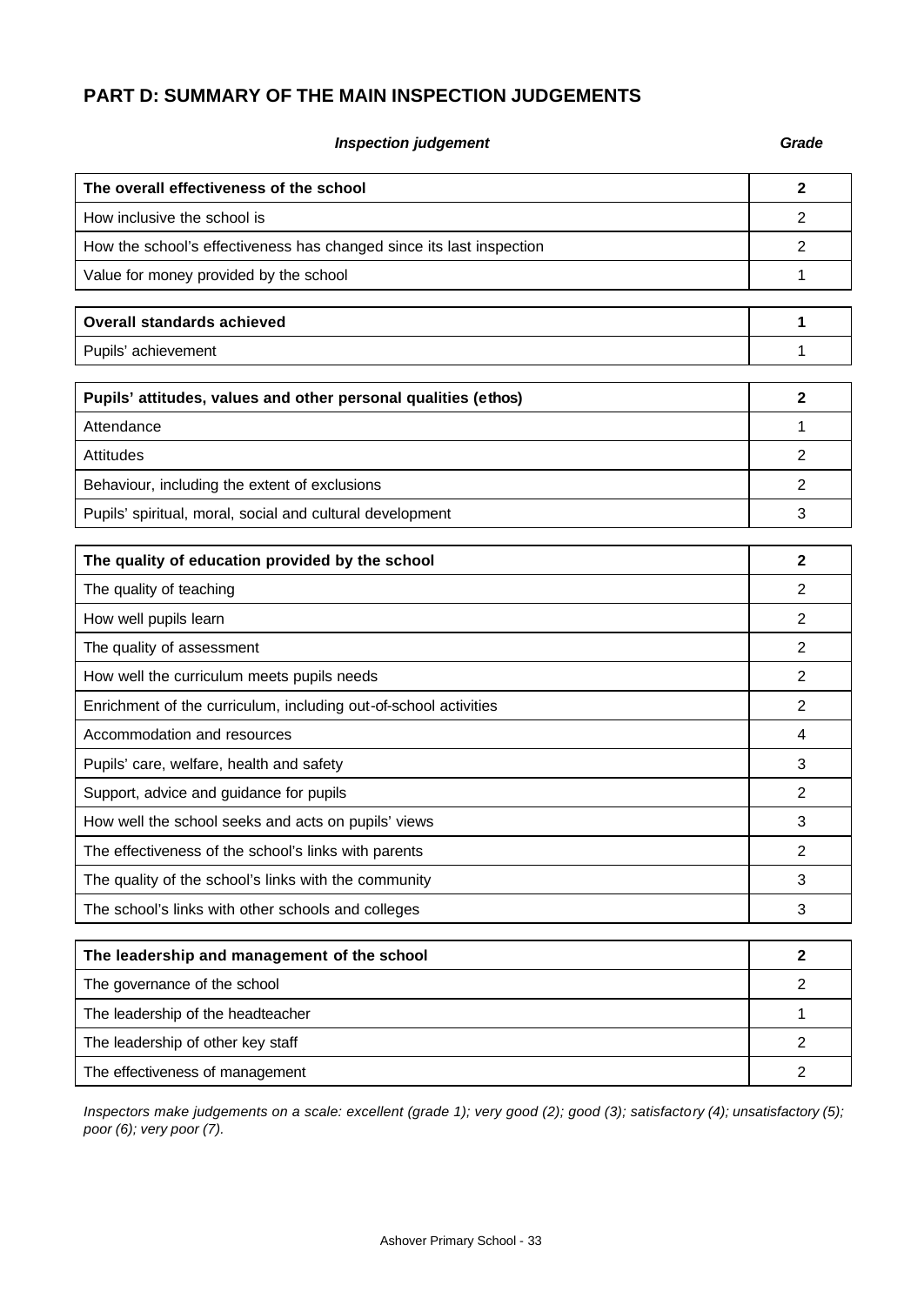## PART D: SUMMARY OF THE MAIN INSPECTION JUDGEMENTS

| *Inspection judgement* | *Grade* |
|---|---|
| **The overall effectiveness of the school** | **2** |
| How inclusive the school is | 2 |
| How the school's effectiveness has changed since its last inspection | 2 |
| Value for money provided by the school | 1 |
| **Overall standards achieved** | **1** |
| Pupils' achievement | 1 |
| **Pupils' attitudes, values and other personal qualities (ethos)** | **2** |
| Attendance | 1 |
| Attitudes | 2 |
| Behaviour, including the extent of exclusions | 2 |
| Pupils' spiritual, moral, social and cultural development | 3 |
| **The quality of education provided by the school** | **2** |
| The quality of teaching | 2 |
| How well pupils learn | 2 |
| The quality of assessment | 2 |
| How well the curriculum meets pupils needs | 2 |
| Enrichment of the curriculum, including out-of-school activities | 2 |
| Accommodation and resources | 4 |
| Pupils' care, welfare, health and safety | 3 |
| Support, advice and guidance for pupils | 2 |
| How well the school seeks and acts on pupils' views | 3 |
| The effectiveness of the school's links with parents | 2 |
| The quality of the school's links with the community | 3 |
| The school's links with other schools and colleges | 3 |
| **The leadership and management of the school** | **2** |
| The governance of the school | 2 |
| The leadership of the headteacher | 1 |
| The leadership of other key staff | 2 |
| The effectiveness of management | 2 |

*Inspectors make judgements on a scale: excellent (grade 1); very good (2); good (3); satisfactory (4); unsatisfactory (5); poor (6); very poor (7).*